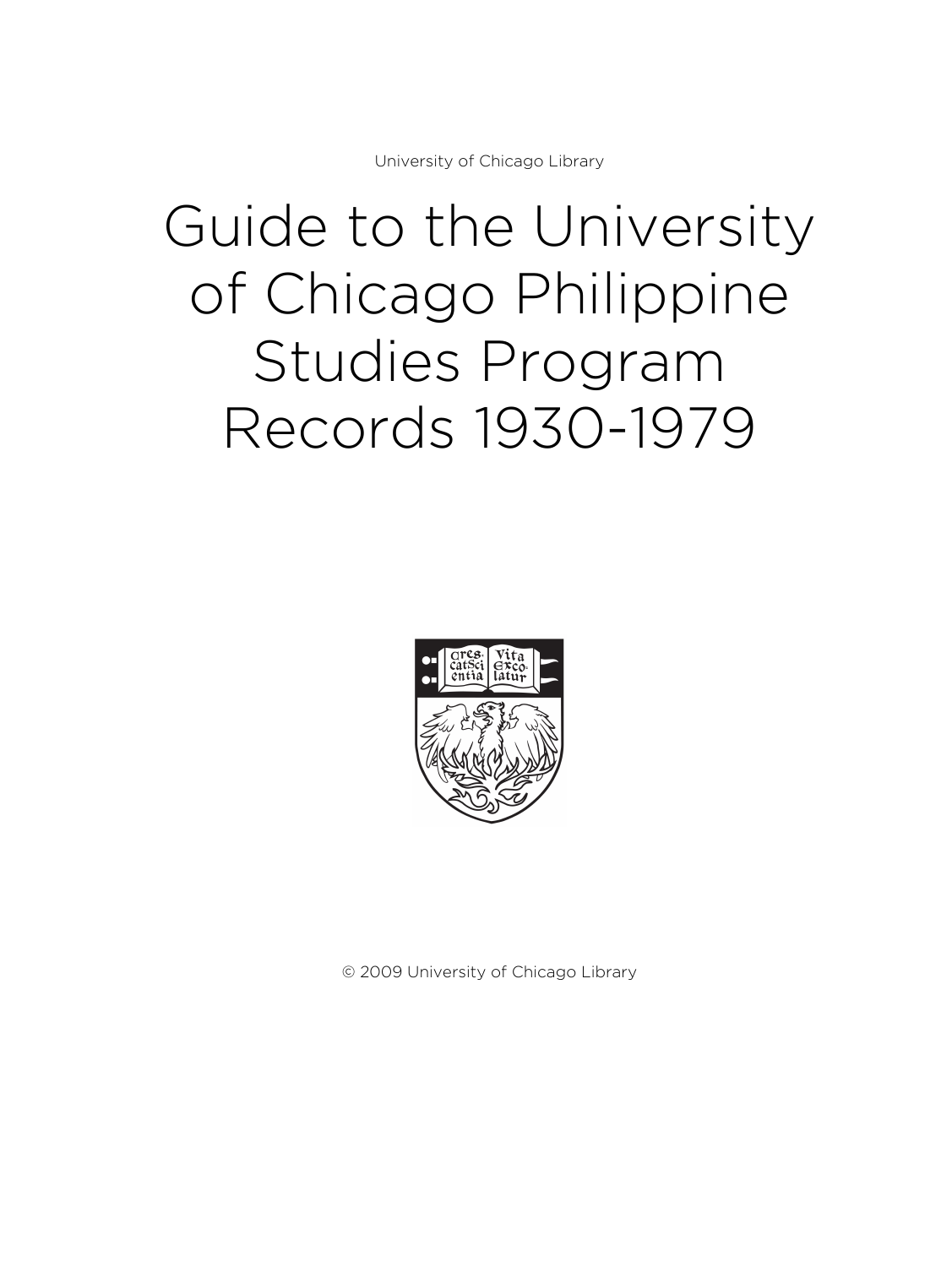University of Chicago Library

# Guide to the University of Chicago Philippine Studies Program Records 1930-1979

© 2009 University of Chicago Library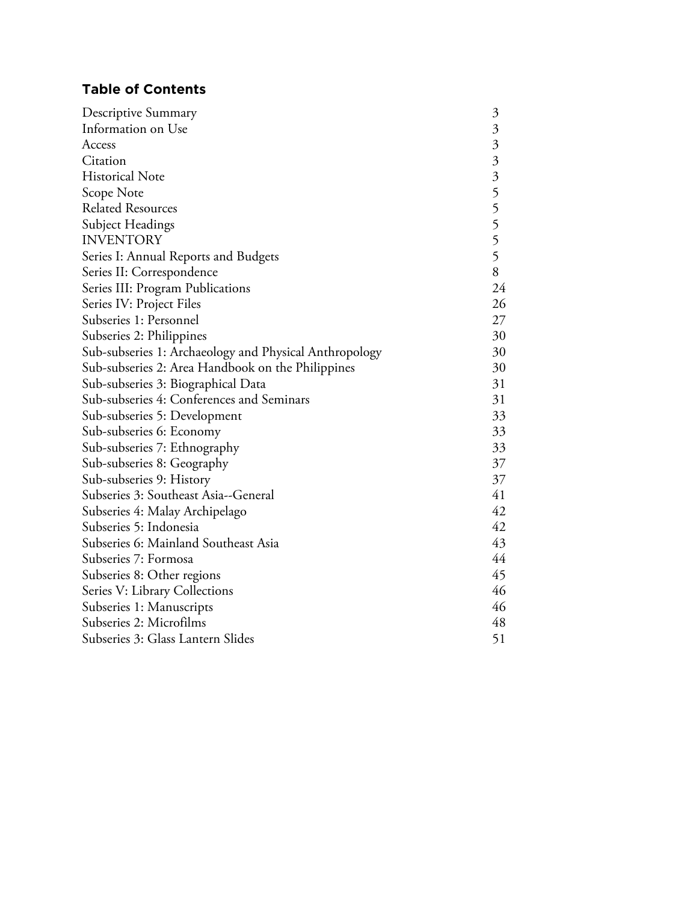## Table of Contents

| | |
|---|---|
| Descriptive Summary | 3 |
| Information on Use | 3 |
| Access | 3 |
| Citation | 3 |
| Historical Note | 3 |
| Scope Note | 5 |
| Related Resources | 5 |
| Subject Headings | 5 |
| INVENTORY | 5 |
| Series I: Annual Reports and Budgets | 5 |
| Series II: Correspondence | 8 |
| Series III: Program Publications | 24 |
| Series IV: Project Files | 26 |
| Subseries 1: Personnel | 27 |
| Subseries 2: Philippines | 30 |
| Sub-subseries 1: Archaeology and Physical Anthropology | 30 |
| Sub-subseries 2: Area Handbook on the Philippines | 30 |
| Sub-subseries 3: Biographical Data | 31 |
| Sub-subseries 4: Conferences and Seminars | 31 |
| Sub-subseries 5: Development | 33 |
| Sub-subseries 6: Economy | 33 |
| Sub-subseries 7: Ethnography | 33 |
| Sub-subseries 8: Geography | 37 |
| Sub-subseries 9: History | 37 |
| Subseries 3: Southeast Asia--General | 41 |
| Subseries 4: Malay Archipelago | 42 |
| Subseries 5: Indonesia | 42 |
| Subseries 6: Mainland Southeast Asia | 43 |
| Subseries 7: Formosa | 44 |
| Subseries 8: Other regions | 45 |
| Series V: Library Collections | 46 |
| Subseries 1: Manuscripts | 46 |
| Subseries 2: Microfilms | 48 |
| Subseries 3: Glass Lantern Slides | 51 |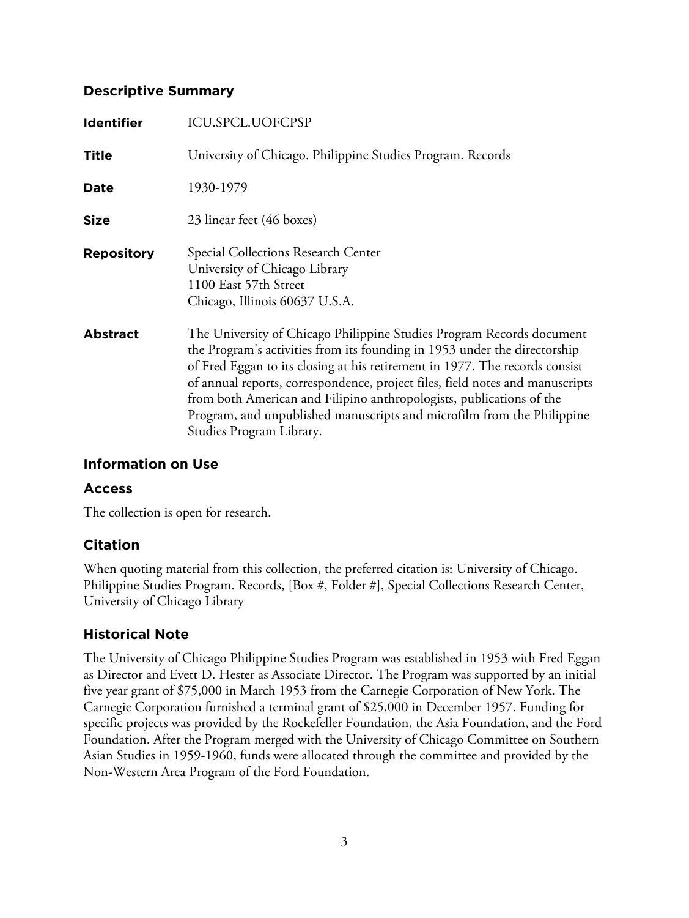## Descriptive Summary

| | |
|---|---|
| **Identifier** | ICU.SPCL.UOFCPSP |
| **Title** | University of Chicago. Philippine Studies Program. Records |
| **Date** | 1930-1979 |
| **Size** | 23 linear feet (46 boxes) |
| **Repository** | Special Collections Research Center<br>University of Chicago Library<br>1100 East 57th Street<br>Chicago, Illinois 60637 U.S.A. |
| **Abstract** | The University of Chicago Philippine Studies Program Records document the Program's activities from its founding in 1953 under the directorship of Fred Eggan to its closing at his retirement in 1977. The records consist of annual reports, correspondence, project files, field notes and manuscripts from both American and Filipino anthropologists, publications of the Program, and unpublished manuscripts and microfilm from the Philippine Studies Program Library. |

## Information on Use

### Access

The collection is open for research.

## Citation

When quoting material from this collection, the preferred citation is: University of Chicago. Philippine Studies Program. Records, [Box #, Folder #], Special Collections Research Center, University of Chicago Library

## Historical Note

The University of Chicago Philippine Studies Program was established in 1953 with Fred Eggan as Director and Evett D. Hester as Associate Director. The Program was supported by an initial five year grant of $75,000 in March 1953 from the Carnegie Corporation of New York. The Carnegie Corporation furnished a terminal grant of $25,000 in December 1957. Funding for specific projects was provided by the Rockefeller Foundation, the Asia Foundation, and the Ford Foundation. After the Program merged with the University of Chicago Committee on Southern Asian Studies in 1959-1960, funds were allocated through the committee and provided by the Non-Western Area Program of the Ford Foundation.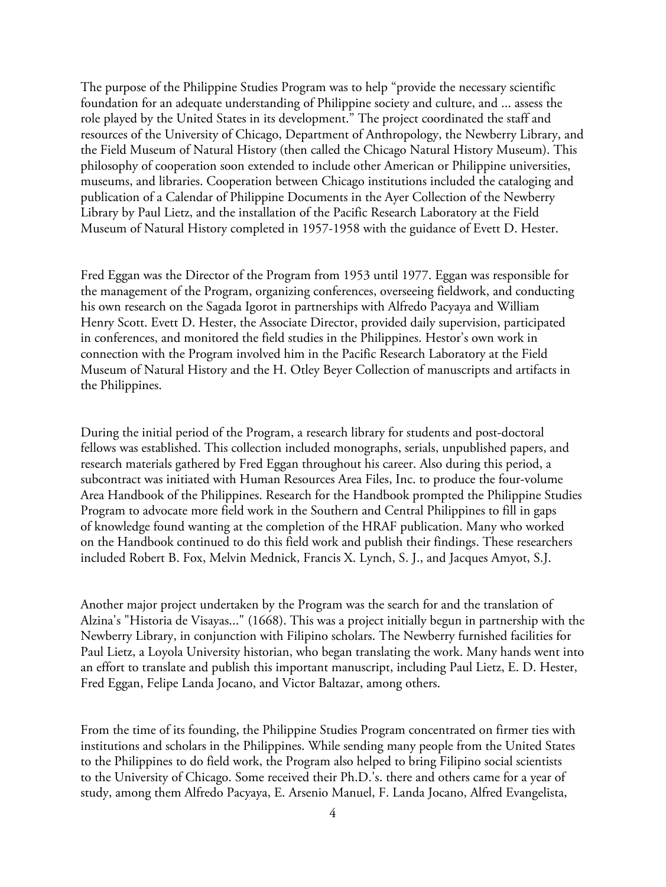The purpose of the Philippine Studies Program was to help "provide the necessary scientific foundation for an adequate understanding of Philippine society and culture, and ... assess the role played by the United States in its development." The project coordinated the staff and resources of the University of Chicago, Department of Anthropology, the Newberry Library, and the Field Museum of Natural History (then called the Chicago Natural History Museum). This philosophy of cooperation soon extended to include other American or Philippine universities, museums, and libraries. Cooperation between Chicago institutions included the cataloging and publication of a Calendar of Philippine Documents in the Ayer Collection of the Newberry Library by Paul Lietz, and the installation of the Pacific Research Laboratory at the Field Museum of Natural History completed in 1957-1958 with the guidance of Evett D. Hester.

Fred Eggan was the Director of the Program from 1953 until 1977. Eggan was responsible for the management of the Program, organizing conferences, overseeing fieldwork, and conducting his own research on the Sagada Igorot in partnerships with Alfredo Pacyaya and William Henry Scott. Evett D. Hester, the Associate Director, provided daily supervision, participated in conferences, and monitored the field studies in the Philippines. Hestor's own work in connection with the Program involved him in the Pacific Research Laboratory at the Field Museum of Natural History and the H. Otley Beyer Collection of manuscripts and artifacts in the Philippines.

During the initial period of the Program, a research library for students and post-doctoral fellows was established. This collection included monographs, serials, unpublished papers, and research materials gathered by Fred Eggan throughout his career. Also during this period, a subcontract was initiated with Human Resources Area Files, Inc. to produce the four-volume Area Handbook of the Philippines. Research for the Handbook prompted the Philippine Studies Program to advocate more field work in the Southern and Central Philippines to fill in gaps of knowledge found wanting at the completion of the HRAF publication. Many who worked on the Handbook continued to do this field work and publish their findings. These researchers included Robert B. Fox, Melvin Mednick, Francis X. Lynch, S. J., and Jacques Amyot, S.J.

Another major project undertaken by the Program was the search for and the translation of Alzina's "Historia de Visayas..." (1668). This was a project initially begun in partnership with the Newberry Library, in conjunction with Filipino scholars. The Newberry furnished facilities for Paul Lietz, a Loyola University historian, who began translating the work. Many hands went into an effort to translate and publish this important manuscript, including Paul Lietz, E. D. Hester, Fred Eggan, Felipe Landa Jocano, and Victor Baltazar, among others.

From the time of its founding, the Philippine Studies Program concentrated on firmer ties with institutions and scholars in the Philippines. While sending many people from the United States to the Philippines to do field work, the Program also helped to bring Filipino social scientists to the University of Chicago. Some received their Ph.D.'s. there and others came for a year of study, among them Alfredo Pacyaya, E. Arsenio Manuel, F. Landa Jocano, Alfred Evangelista,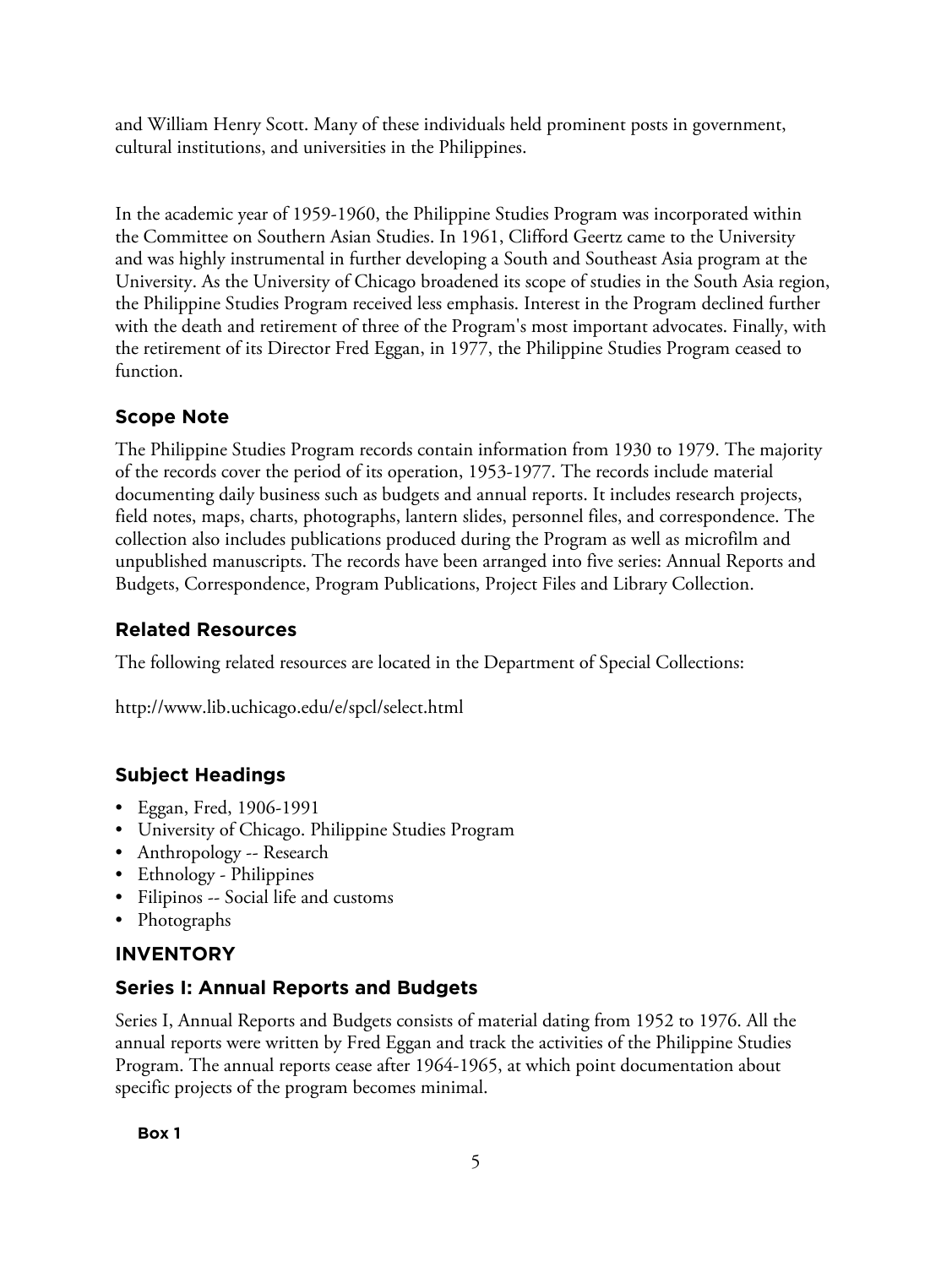and William Henry Scott. Many of these individuals held prominent posts in government, cultural institutions, and universities in the Philippines.

In the academic year of 1959-1960, the Philippine Studies Program was incorporated within the Committee on Southern Asian Studies. In 1961, Clifford Geertz came to the University and was highly instrumental in further developing a South and Southeast Asia program at the University. As the University of Chicago broadened its scope of studies in the South Asia region, the Philippine Studies Program received less emphasis. Interest in the Program declined further with the death and retirement of three of the Program's most important advocates. Finally, with the retirement of its Director Fred Eggan, in 1977, the Philippine Studies Program ceased to function.

## Scope Note

The Philippine Studies Program records contain information from 1930 to 1979. The majority of the records cover the period of its operation, 1953-1977. The records include material documenting daily business such as budgets and annual reports. It includes research projects, field notes, maps, charts, photographs, lantern slides, personnel files, and correspondence. The collection also includes publications produced during the Program as well as microfilm and unpublished manuscripts. The records have been arranged into five series: Annual Reports and Budgets, Correspondence, Program Publications, Project Files and Library Collection.

## Related Resources

The following related resources are located in the Department of Special Collections:

http://www.lib.uchicago.edu/e/spcl/select.html

## Subject Headings

- Eggan, Fred, 1906-1991
- University of Chicago. Philippine Studies Program
- Anthropology -- Research
- Ethnology - Philippines
- Filipinos -- Social life and customs
- Photographs

## INVENTORY

## Series I: Annual Reports and Budgets

Series I, Annual Reports and Budgets consists of material dating from 1952 to 1976. All the annual reports were written by Fred Eggan and track the activities of the Philippine Studies Program. The annual reports cease after 1964-1965, at which point documentation about specific projects of the program becomes minimal.

**Box 1**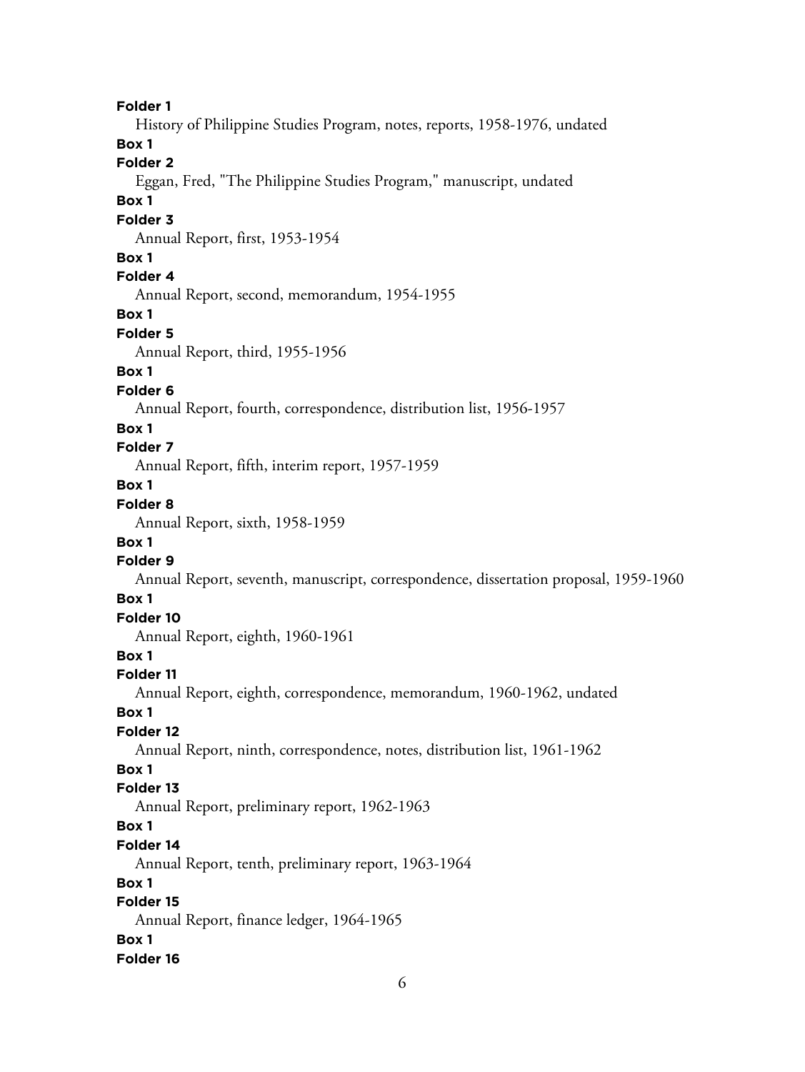**Folder 1**

History of Philippine Studies Program, notes, reports, 1958-1976, undated

**Box 1**

**Folder 2**

Eggan, Fred, "The Philippine Studies Program," manuscript, undated

**Box 1**

**Folder 3**

Annual Report, first, 1953-1954

**Box 1**

**Folder 4**

Annual Report, second, memorandum, 1954-1955

**Box 1**

**Folder 5**

Annual Report, third, 1955-1956

**Box 1**

**Folder 6**

Annual Report, fourth, correspondence, distribution list, 1956-1957

**Box 1**

**Folder 7**

Annual Report, fifth, interim report, 1957-1959

**Box 1**

**Folder 8**

Annual Report, sixth, 1958-1959

**Box 1**

**Folder 9**

Annual Report, seventh, manuscript, correspondence, dissertation proposal, 1959-1960

**Box 1**

**Folder 10**

Annual Report, eighth, 1960-1961

**Box 1**

**Folder 11**

Annual Report, eighth, correspondence, memorandum, 1960-1962, undated

**Box 1**

**Folder 12**

Annual Report, ninth, correspondence, notes, distribution list, 1961-1962

**Box 1**

**Folder 13**

Annual Report, preliminary report, 1962-1963

**Box 1**

**Folder 14**

Annual Report, tenth, preliminary report, 1963-1964

**Box 1**

**Folder 15**

Annual Report, finance ledger, 1964-1965

**Box 1**

**Folder 16**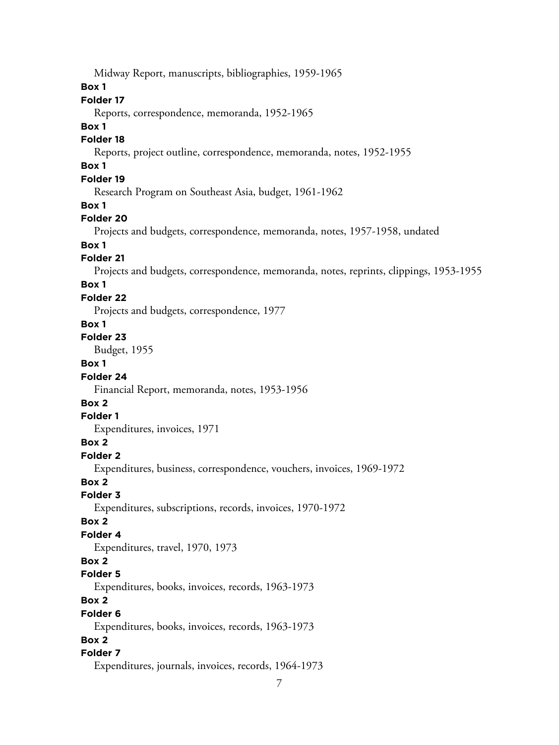Midway Report, manuscripts, bibliographies, 1959-1965

**Box 1**

**Folder 17**

Reports, correspondence, memoranda, 1952-1965

**Box 1**

**Folder 18**

Reports, project outline, correspondence, memoranda, notes, 1952-1955

**Box 1**

**Folder 19**

Research Program on Southeast Asia, budget, 1961-1962

**Box 1**

**Folder 20**

Projects and budgets, correspondence, memoranda, notes, 1957-1958, undated

**Box 1**

**Folder 21**

Projects and budgets, correspondence, memoranda, notes, reprints, clippings, 1953-1955

**Box 1**

**Folder 22**

Projects and budgets, correspondence, 1977

**Box 1**

**Folder 23**

Budget, 1955

**Box 1**

**Folder 24**

Financial Report, memoranda, notes, 1953-1956

**Box 2**

**Folder 1**

Expenditures, invoices, 1971

**Box 2**

**Folder 2**

Expenditures, business, correspondence, vouchers, invoices, 1969-1972

**Box 2**

**Folder 3**

Expenditures, subscriptions, records, invoices, 1970-1972

**Box 2**

**Folder 4**

Expenditures, travel, 1970, 1973

**Box 2**

**Folder 5**

Expenditures, books, invoices, records, 1963-1973

**Box 2**

**Folder 6**

Expenditures, books, invoices, records, 1963-1973

**Box 2**

**Folder 7**

Expenditures, journals, invoices, records, 1964-1973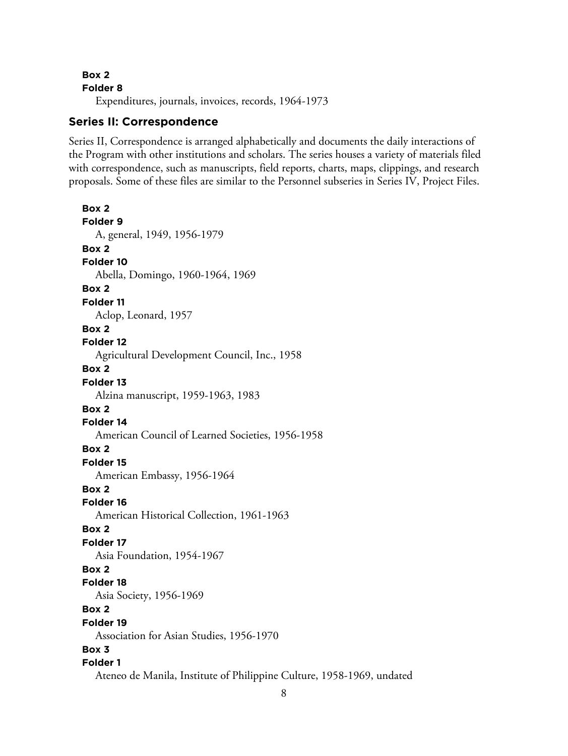**Box 2**
**Folder 8**
Expenditures, journals, invoices, records, 1964-1973

## Series II: Correspondence

Series II, Correspondence is arranged alphabetically and documents the daily interactions of the Program with other institutions and scholars. The series houses a variety of materials filed with correspondence, such as manuscripts, field reports, charts, maps, clippings, and research proposals. Some of these files are similar to the Personnel subseries in Series IV, Project Files.

**Box 2**
**Folder 9**
A, general, 1949, 1956-1979

**Box 2**
**Folder 10**
Abella, Domingo, 1960-1964, 1969

**Box 2**
**Folder 11**
Aclop, Leonard, 1957

**Box 2**
**Folder 12**
Agricultural Development Council, Inc., 1958

**Box 2**
**Folder 13**
Alzina manuscript, 1959-1963, 1983

**Box 2**
**Folder 14**
American Council of Learned Societies, 1956-1958

**Box 2**
**Folder 15**
American Embassy, 1956-1964

**Box 2**
**Folder 16**
American Historical Collection, 1961-1963

**Box 2**
**Folder 17**
Asia Foundation, 1954-1967

**Box 2**
**Folder 18**
Asia Society, 1956-1969

**Box 2**
**Folder 19**
Association for Asian Studies, 1956-1970

**Box 3**
**Folder 1**
Ateneo de Manila, Institute of Philippine Culture, 1958-1969, undated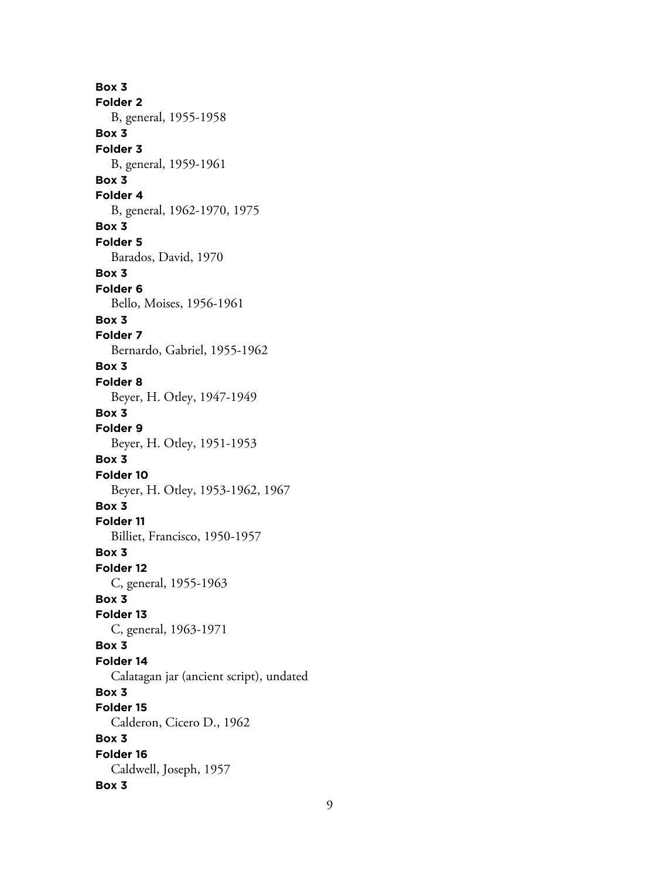**Box 3**
**Folder 2**
B, general, 1955-1958
**Box 3**
**Folder 3**
B, general, 1959-1961
**Box 3**
**Folder 4**
B, general, 1962-1970, 1975
**Box 3**
**Folder 5**
Barados, David, 1970
**Box 3**
**Folder 6**
Bello, Moises, 1956-1961
**Box 3**
**Folder 7**
Bernardo, Gabriel, 1955-1962
**Box 3**
**Folder 8**
Beyer, H. Otley, 1947-1949
**Box 3**
**Folder 9**
Beyer, H. Otley, 1951-1953
**Box 3**
**Folder 10**
Beyer, H. Otley, 1953-1962, 1967
**Box 3**
**Folder 11**
Billiet, Francisco, 1950-1957
**Box 3**
**Folder 12**
C, general, 1955-1963
**Box 3**
**Folder 13**
C, general, 1963-1971
**Box 3**
**Folder 14**
Calatagan jar (ancient script), undated
**Box 3**
**Folder 15**
Calderon, Cicero D., 1962
**Box 3**
**Folder 16**
Caldwell, Joseph, 1957
**Box 3**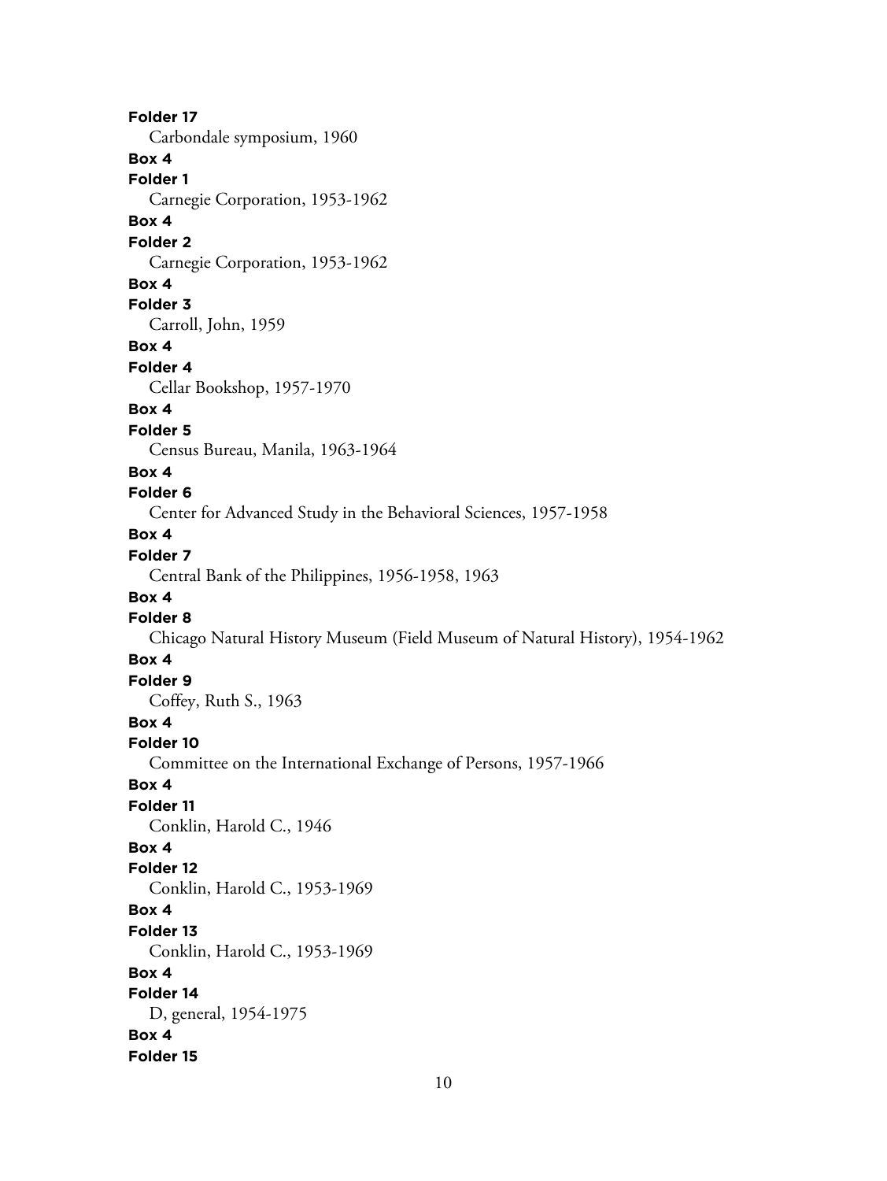**Folder 17**

Carbondale symposium, 1960

**Box 4**

**Folder 1**

Carnegie Corporation, 1953-1962

**Box 4**

**Folder 2**

Carnegie Corporation, 1953-1962

**Box 4**

**Folder 3**

Carroll, John, 1959

**Box 4**

**Folder 4**

Cellar Bookshop, 1957-1970

**Box 4**

**Folder 5**

Census Bureau, Manila, 1963-1964

**Box 4**

**Folder 6**

Center for Advanced Study in the Behavioral Sciences, 1957-1958

**Box 4**

**Folder 7**

Central Bank of the Philippines, 1956-1958, 1963

**Box 4**

**Folder 8**

Chicago Natural History Museum (Field Museum of Natural History), 1954-1962

**Box 4**

**Folder 9**

Coffey, Ruth S., 1963

**Box 4**

**Folder 10**

Committee on the International Exchange of Persons, 1957-1966

**Box 4**

**Folder 11**

Conklin, Harold C., 1946

**Box 4**

**Folder 12**

Conklin, Harold C., 1953-1969

**Box 4**

**Folder 13**

Conklin, Harold C., 1953-1969

**Box 4**

**Folder 14**

D, general, 1954-1975

**Box 4**

**Folder 15**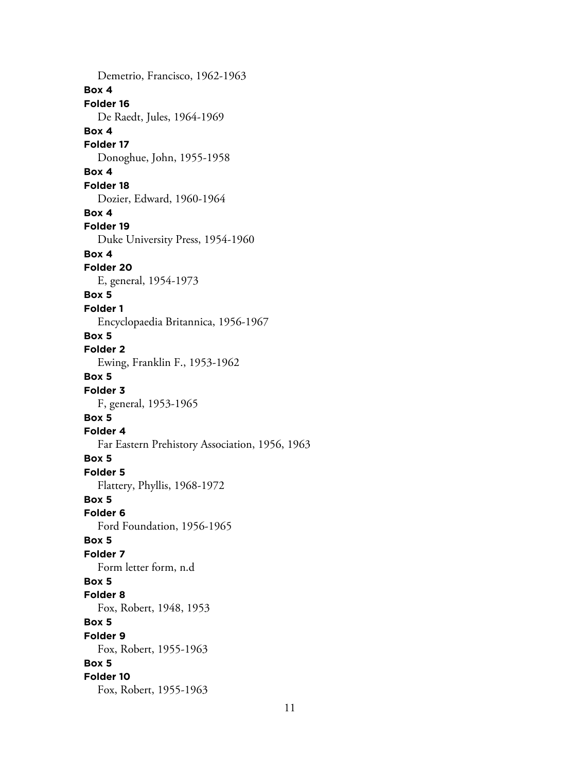Demetrio, Francisco, 1962-1963

**Box 4**

**Folder 16**

De Raedt, Jules, 1964-1969

**Box 4**

**Folder 17**

Donoghue, John, 1955-1958

**Box 4**

**Folder 18**

Dozier, Edward, 1960-1964

**Box 4**

**Folder 19**

Duke University Press, 1954-1960

**Box 4**

**Folder 20**

E, general, 1954-1973

**Box 5**

**Folder 1**

Encyclopaedia Britannica, 1956-1967

**Box 5**

**Folder 2**

Ewing, Franklin F., 1953-1962

**Box 5**

**Folder 3**

F, general, 1953-1965

**Box 5**

**Folder 4**

Far Eastern Prehistory Association, 1956, 1963

**Box 5**

**Folder 5**

Flattery, Phyllis, 1968-1972

**Box 5**

**Folder 6**

Ford Foundation, 1956-1965

**Box 5**

**Folder 7**

Form letter form, n.d

**Box 5**

**Folder 8**

Fox, Robert, 1948, 1953

**Box 5**

**Folder 9**

Fox, Robert, 1955-1963

**Box 5**

**Folder 10**

Fox, Robert, 1955-1963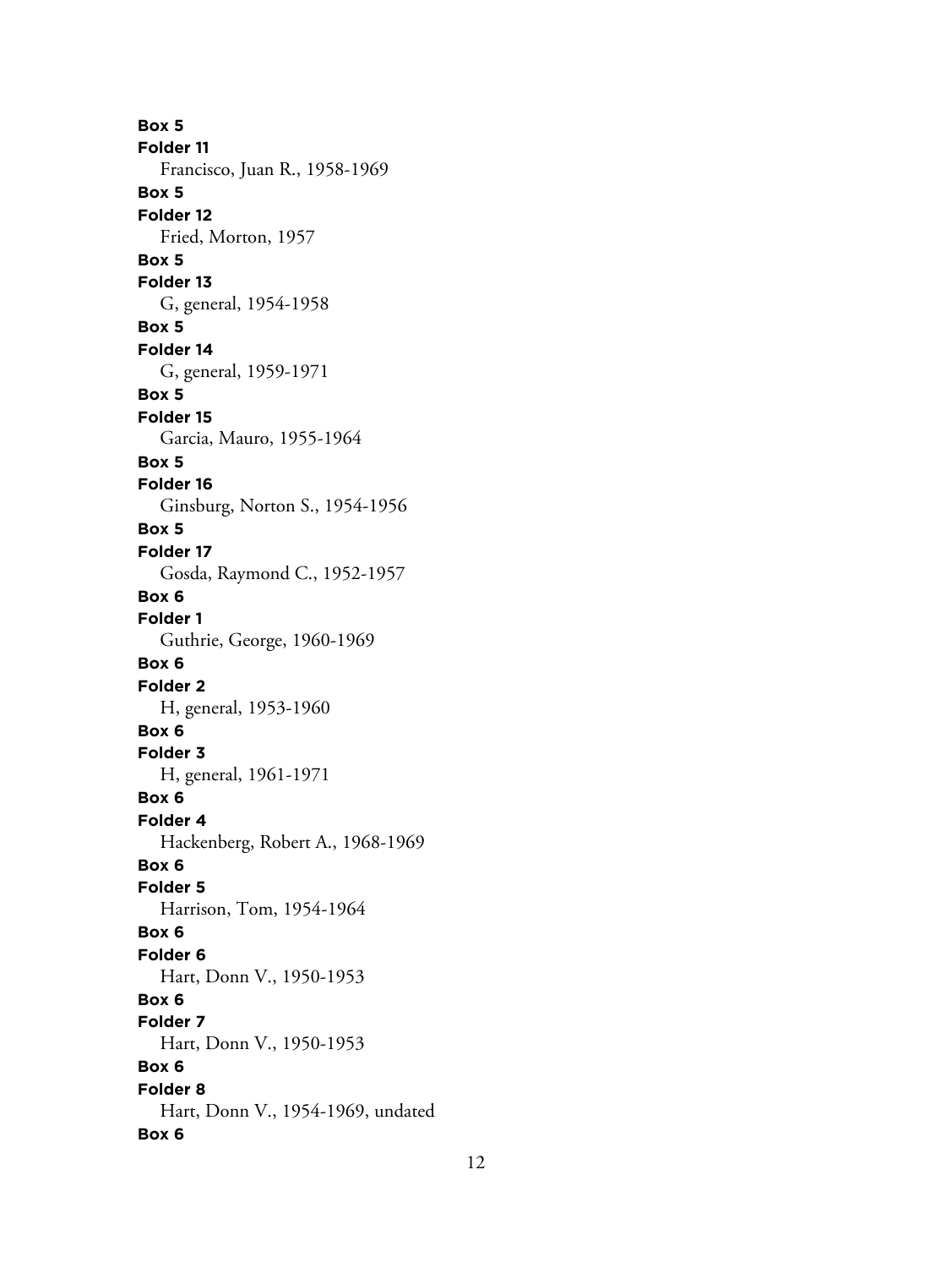**Box 5**
**Folder 11**
Francisco, Juan R., 1958-1969
**Box 5**
**Folder 12**
Fried, Morton, 1957
**Box 5**
**Folder 13**
G, general, 1954-1958
**Box 5**
**Folder 14**
G, general, 1959-1971
**Box 5**
**Folder 15**
Garcia, Mauro, 1955-1964
**Box 5**
**Folder 16**
Ginsburg, Norton S., 1954-1956
**Box 5**
**Folder 17**
Gosda, Raymond C., 1952-1957
**Box 6**
**Folder 1**
Guthrie, George, 1960-1969
**Box 6**
**Folder 2**
H, general, 1953-1960
**Box 6**
**Folder 3**
H, general, 1961-1971
**Box 6**
**Folder 4**
Hackenberg, Robert A., 1968-1969
**Box 6**
**Folder 5**
Harrison, Tom, 1954-1964
**Box 6**
**Folder 6**
Hart, Donn V., 1950-1953
**Box 6**
**Folder 7**
Hart, Donn V., 1950-1953
**Box 6**
**Folder 8**
Hart, Donn V., 1954-1969, undated
**Box 6**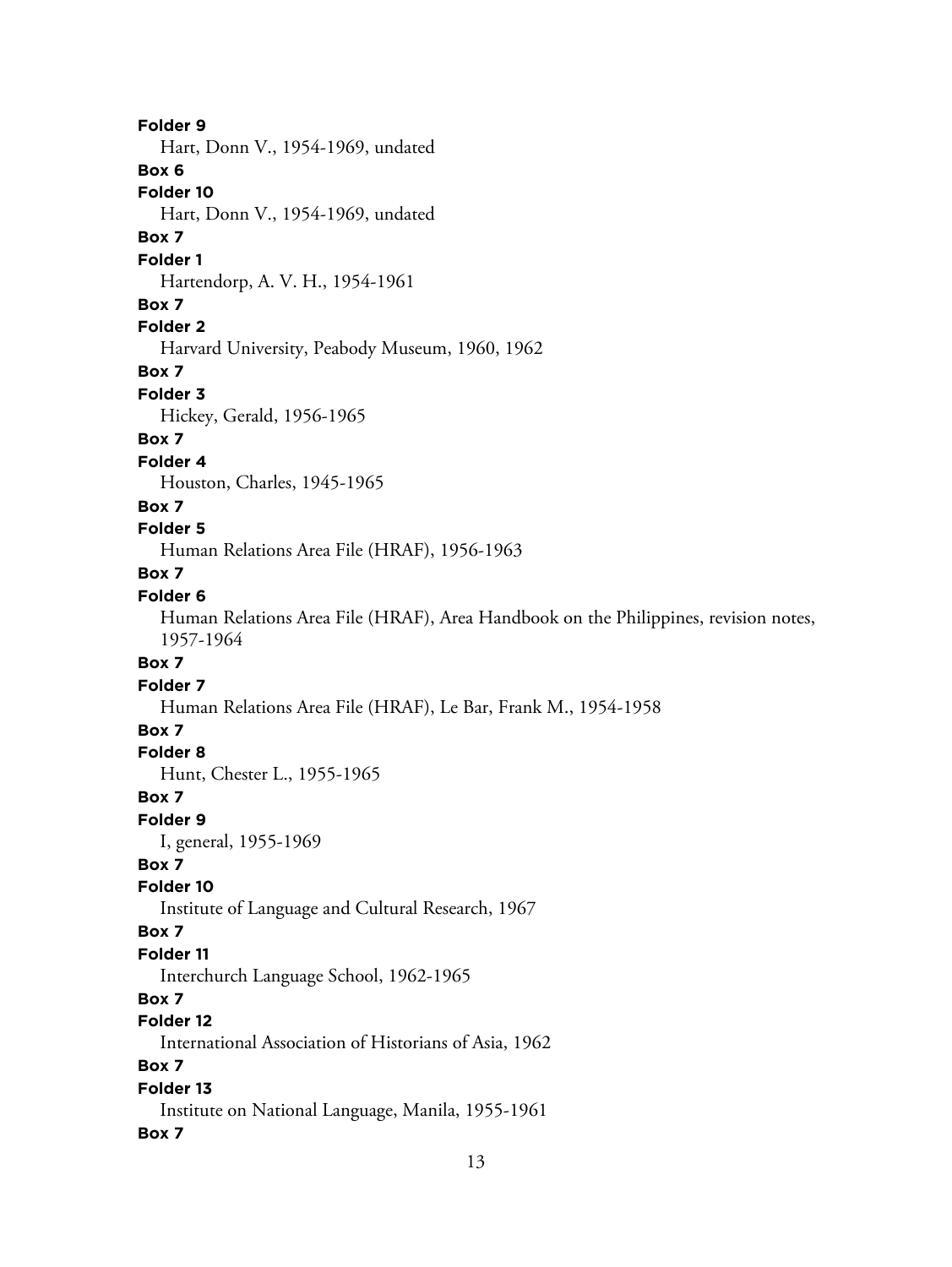**Folder 9**

Hart, Donn V., 1954-1969, undated

**Box 6**

**Folder 10**

Hart, Donn V., 1954-1969, undated

**Box 7**

**Folder 1**

Hartendorp, A. V. H., 1954-1961

**Box 7**

**Folder 2**

Harvard University, Peabody Museum, 1960, 1962

**Box 7**

**Folder 3**

Hickey, Gerald, 1956-1965

**Box 7**

**Folder 4**

Houston, Charles, 1945-1965

**Box 7**

**Folder 5**

Human Relations Area File (HRAF), 1956-1963

**Box 7**

**Folder 6**

Human Relations Area File (HRAF), Area Handbook on the Philippines, revision notes, 1957-1964

**Box 7**

**Folder 7**

Human Relations Area File (HRAF), Le Bar, Frank M., 1954-1958

**Box 7**

**Folder 8**

Hunt, Chester L., 1955-1965

**Box 7**

**Folder 9**

I, general, 1955-1969

**Box 7**

**Folder 10**

Institute of Language and Cultural Research, 1967

**Box 7**

**Folder 11**

Interchurch Language School, 1962-1965

**Box 7**

**Folder 12**

International Association of Historians of Asia, 1962

**Box 7**

**Folder 13**

Institute on National Language, Manila, 1955-1961

**Box 7**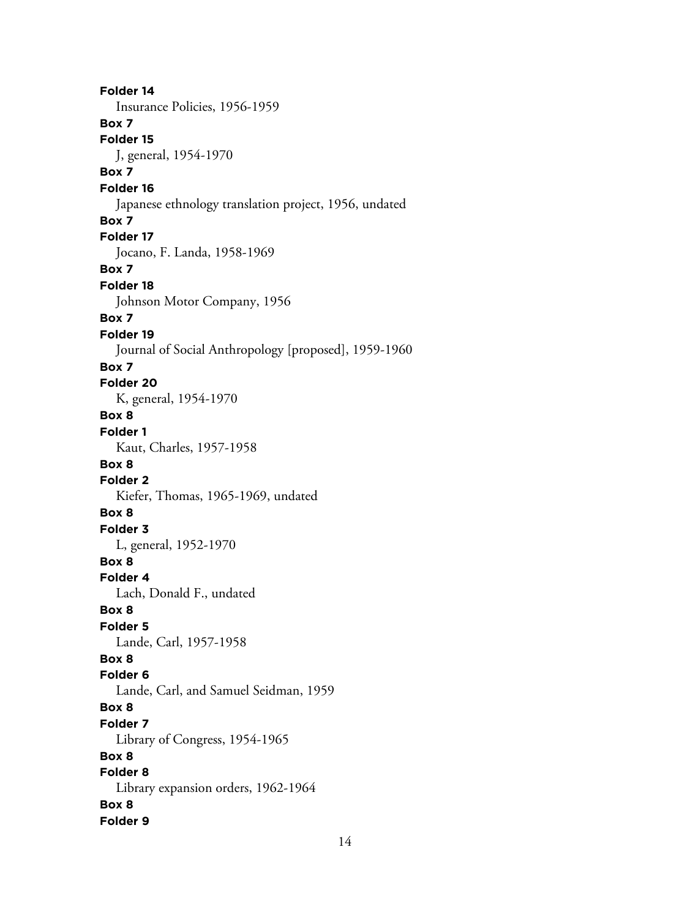**Folder 14**
Insurance Policies, 1956-1959
**Box 7**
**Folder 15**
J, general, 1954-1970
**Box 7**
**Folder 16**
Japanese ethnology translation project, 1956, undated
**Box 7**
**Folder 17**
Jocano, F. Landa, 1958-1969
**Box 7**
**Folder 18**
Johnson Motor Company, 1956
**Box 7**
**Folder 19**
Journal of Social Anthropology [proposed], 1959-1960
**Box 7**
**Folder 20**
K, general, 1954-1970
**Box 8**
**Folder 1**
Kaut, Charles, 1957-1958
**Box 8**
**Folder 2**
Kiefer, Thomas, 1965-1969, undated
**Box 8**
**Folder 3**
L, general, 1952-1970
**Box 8**
**Folder 4**
Lach, Donald F., undated
**Box 8**
**Folder 5**
Lande, Carl, 1957-1958
**Box 8**
**Folder 6**
Lande, Carl, and Samuel Seidman, 1959
**Box 8**
**Folder 7**
Library of Congress, 1954-1965
**Box 8**
**Folder 8**
Library expansion orders, 1962-1964
**Box 8**
**Folder 9**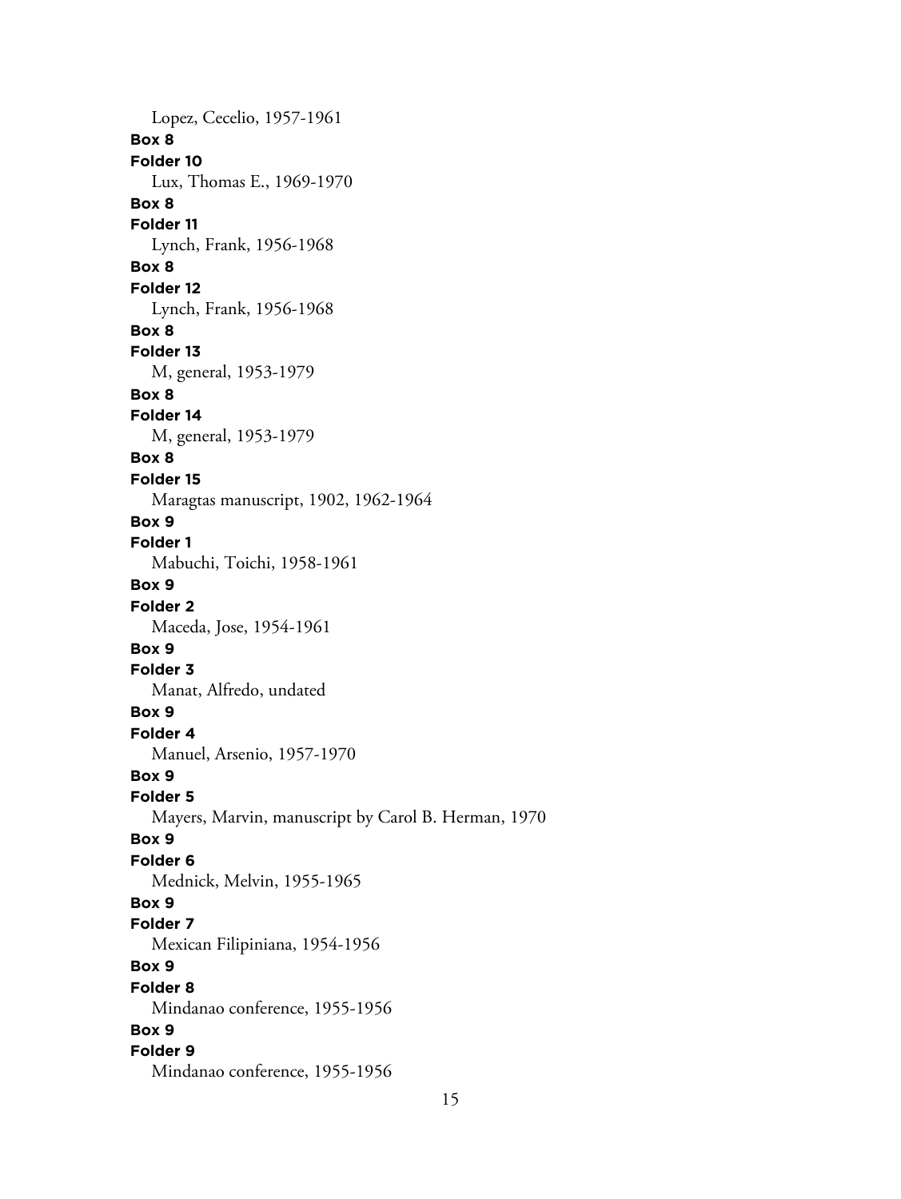Lopez, Cecelio, 1957-1961

**Box 8**
**Folder 10**
Lux, Thomas E., 1969-1970

**Box 8**
**Folder 11**
Lynch, Frank, 1956-1968

**Box 8**
**Folder 12**
Lynch, Frank, 1956-1968

**Box 8**
**Folder 13**
M, general, 1953-1979

**Box 8**
**Folder 14**
M, general, 1953-1979

**Box 8**
**Folder 15**
Maragtas manuscript, 1902, 1962-1964

**Box 9**
**Folder 1**
Mabuchi, Toichi, 1958-1961

**Box 9**
**Folder 2**
Maceda, Jose, 1954-1961

**Box 9**
**Folder 3**
Manat, Alfredo, undated

**Box 9**
**Folder 4**
Manuel, Arsenio, 1957-1970

**Box 9**
**Folder 5**
Mayers, Marvin, manuscript by Carol B. Herman, 1970

**Box 9**
**Folder 6**
Mednick, Melvin, 1955-1965

**Box 9**
**Folder 7**
Mexican Filipiniana, 1954-1956

**Box 9**
**Folder 8**
Mindanao conference, 1955-1956

**Box 9**
**Folder 9**
Mindanao conference, 1955-1956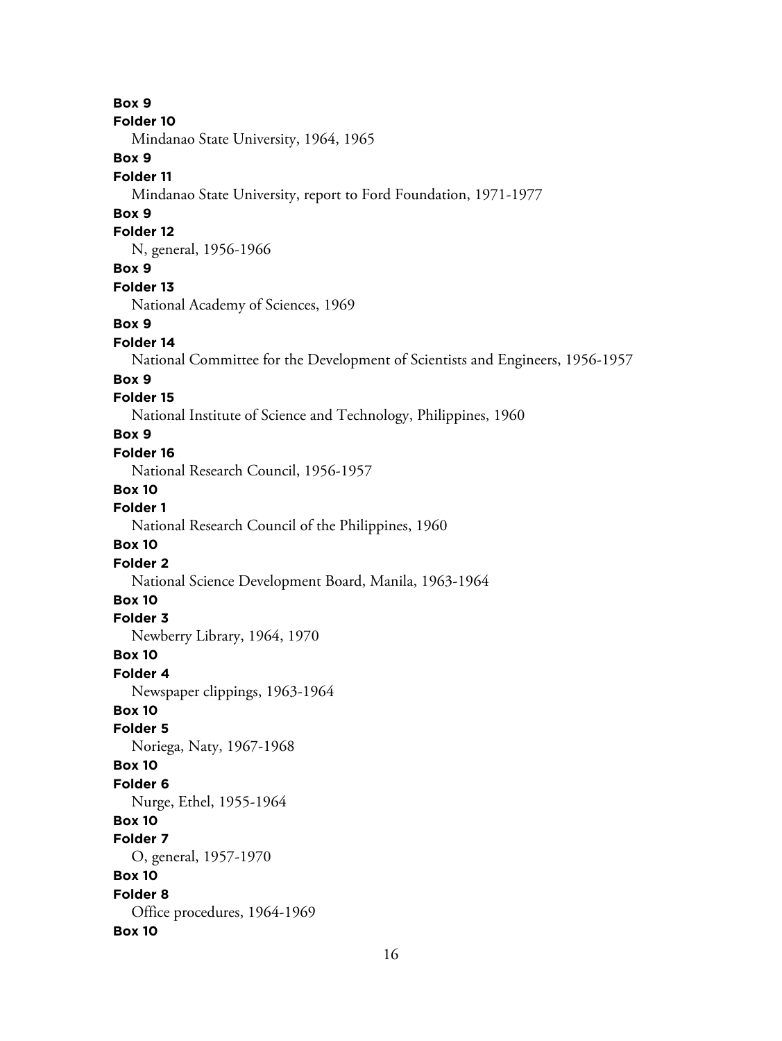**Box 9**

**Folder 10**

Mindanao State University, 1964, 1965

**Box 9**

**Folder 11**

Mindanao State University, report to Ford Foundation, 1971-1977

**Box 9**

**Folder 12**

N, general, 1956-1966

**Box 9**

**Folder 13**

National Academy of Sciences, 1969

**Box 9**

**Folder 14**

National Committee for the Development of Scientists and Engineers, 1956-1957

**Box 9**

**Folder 15**

National Institute of Science and Technology, Philippines, 1960

**Box 9**

**Folder 16**

National Research Council, 1956-1957

**Box 10**

**Folder 1**

National Research Council of the Philippines, 1960

**Box 10**

**Folder 2**

National Science Development Board, Manila, 1963-1964

**Box 10**

**Folder 3**

Newberry Library, 1964, 1970

**Box 10**

**Folder 4**

Newspaper clippings, 1963-1964

**Box 10**

**Folder 5**

Noriega, Naty, 1967-1968

**Box 10**

**Folder 6**

Nurge, Ethel, 1955-1964

**Box 10**

**Folder 7**

O, general, 1957-1970

**Box 10**

**Folder 8**

Office procedures, 1964-1969

**Box 10**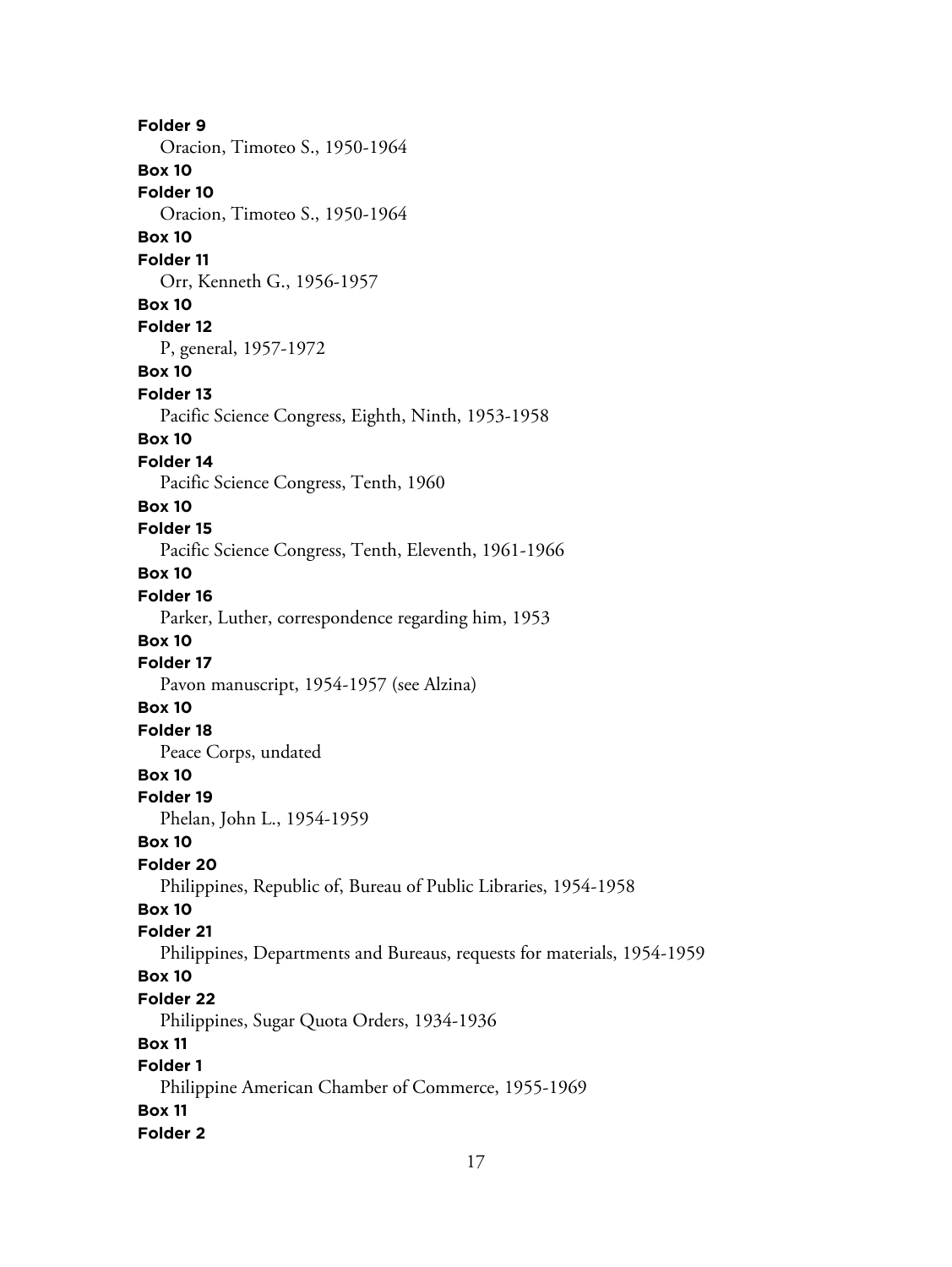**Folder 9**

Oracion, Timoteo S., 1950-1964

**Box 10**

**Folder 10**

Oracion, Timoteo S., 1950-1964

**Box 10**

**Folder 11**

Orr, Kenneth G., 1956-1957

**Box 10**

**Folder 12**

P, general, 1957-1972

**Box 10**

**Folder 13**

Pacific Science Congress, Eighth, Ninth, 1953-1958

**Box 10**

**Folder 14**

Pacific Science Congress, Tenth, 1960

**Box 10**

**Folder 15**

Pacific Science Congress, Tenth, Eleventh, 1961-1966

**Box 10**

**Folder 16**

Parker, Luther, correspondence regarding him, 1953

**Box 10**

**Folder 17**

Pavon manuscript, 1954-1957 (see Alzina)

**Box 10**

**Folder 18**

Peace Corps, undated

**Box 10**

**Folder 19**

Phelan, John L., 1954-1959

**Box 10**

**Folder 20**

Philippines, Republic of, Bureau of Public Libraries, 1954-1958

**Box 10**

**Folder 21**

Philippines, Departments and Bureaus, requests for materials, 1954-1959

**Box 10**

**Folder 22**

Philippines, Sugar Quota Orders, 1934-1936

**Box 11**

**Folder 1**

Philippine American Chamber of Commerce, 1955-1969

**Box 11**

**Folder 2**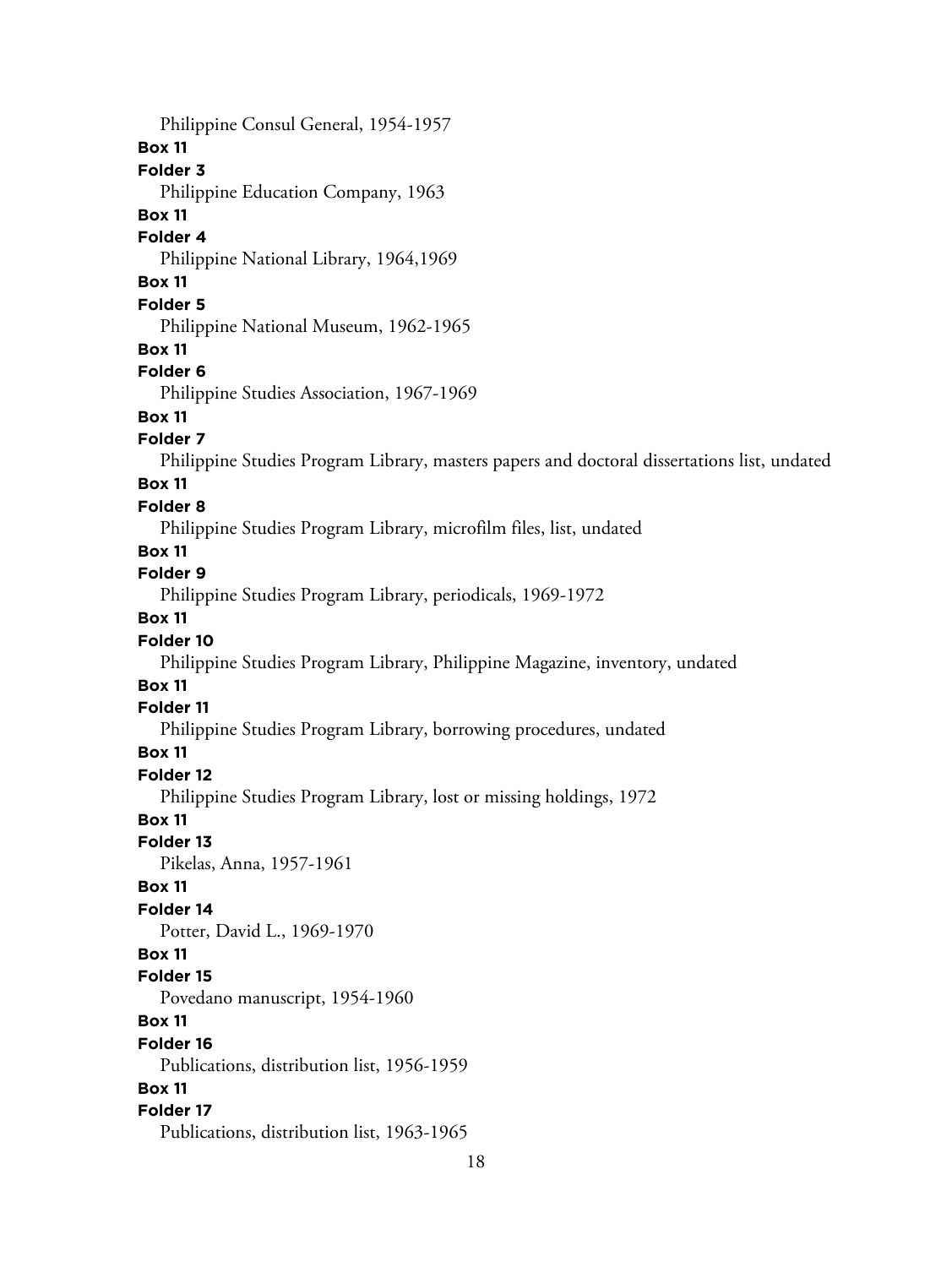Philippine Consul General, 1954-1957

**Box 11**

**Folder 3**

Philippine Education Company, 1963

**Box 11**

**Folder 4**

Philippine National Library, 1964,1969

**Box 11**

**Folder 5**

Philippine National Museum, 1962-1965

**Box 11**

**Folder 6**

Philippine Studies Association, 1967-1969

**Box 11**

**Folder 7**

Philippine Studies Program Library, masters papers and doctoral dissertations list, undated

**Box 11**

**Folder 8**

Philippine Studies Program Library, microfilm files, list, undated

**Box 11**

**Folder 9**

Philippine Studies Program Library, periodicals, 1969-1972

**Box 11**

**Folder 10**

Philippine Studies Program Library, Philippine Magazine, inventory, undated

**Box 11**

**Folder 11**

Philippine Studies Program Library, borrowing procedures, undated

**Box 11**

**Folder 12**

Philippine Studies Program Library, lost or missing holdings, 1972

**Box 11**

**Folder 13**

Pikelas, Anna, 1957-1961

**Box 11**

**Folder 14**

Potter, David L., 1969-1970

**Box 11**

**Folder 15**

Povedano manuscript, 1954-1960

**Box 11**

**Folder 16**

Publications, distribution list, 1956-1959

**Box 11**

**Folder 17**

Publications, distribution list, 1963-1965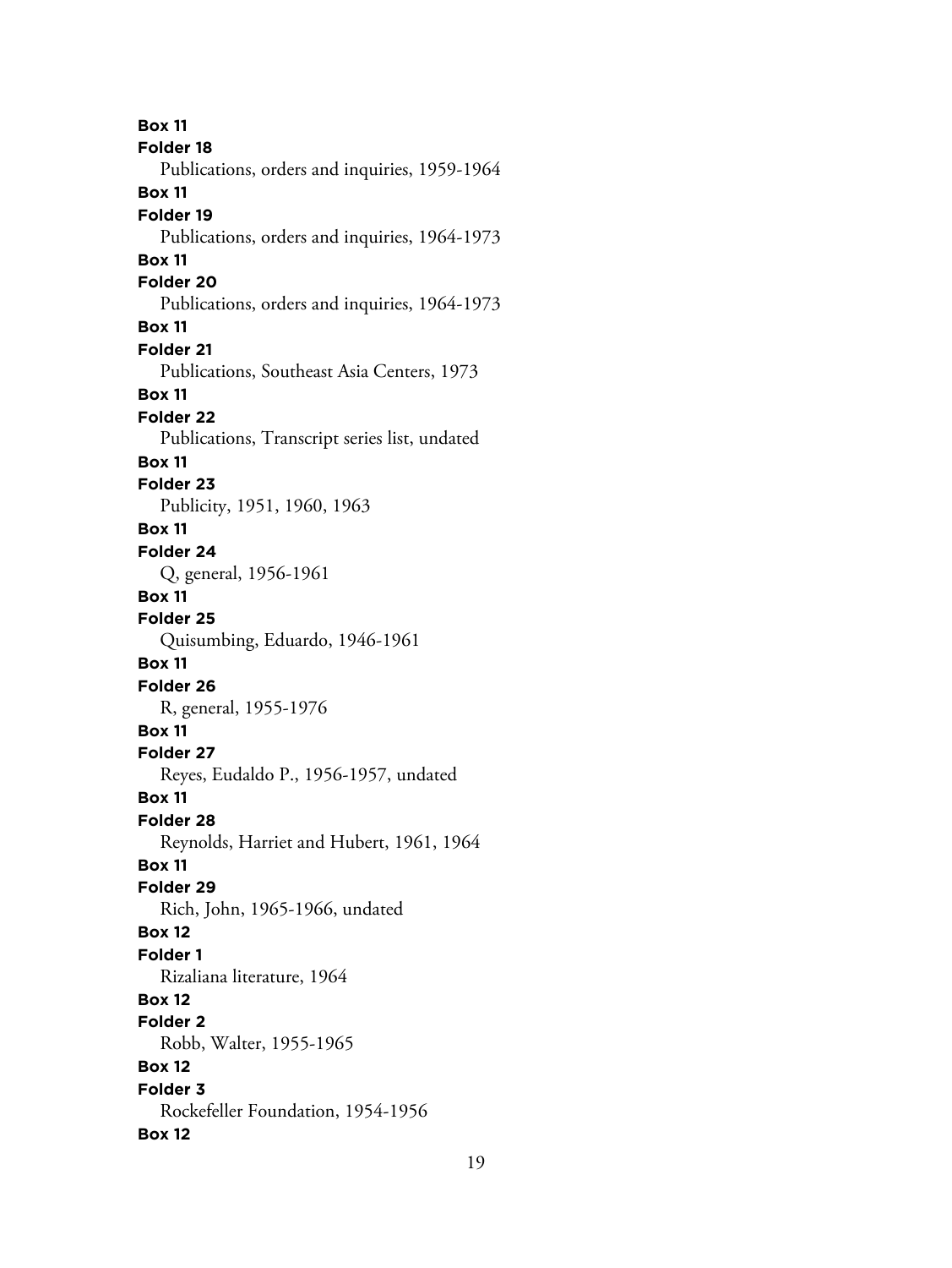**Box 11**
**Folder 18**
Publications, orders and inquiries, 1959-1964
**Box 11**
**Folder 19**
Publications, orders and inquiries, 1964-1973
**Box 11**
**Folder 20**
Publications, orders and inquiries, 1964-1973
**Box 11**
**Folder 21**
Publications, Southeast Asia Centers, 1973
**Box 11**
**Folder 22**
Publications, Transcript series list, undated
**Box 11**
**Folder 23**
Publicity, 1951, 1960, 1963
**Box 11**
**Folder 24**
Q, general, 1956-1961
**Box 11**
**Folder 25**
Quisumbing, Eduardo, 1946-1961
**Box 11**
**Folder 26**
R, general, 1955-1976
**Box 11**
**Folder 27**
Reyes, Eudaldo P., 1956-1957, undated
**Box 11**
**Folder 28**
Reynolds, Harriet and Hubert, 1961, 1964
**Box 11**
**Folder 29**
Rich, John, 1965-1966, undated
**Box 12**
**Folder 1**
Rizaliana literature, 1964
**Box 12**
**Folder 2**
Robb, Walter, 1955-1965
**Box 12**
**Folder 3**
Rockefeller Foundation, 1954-1956
**Box 12**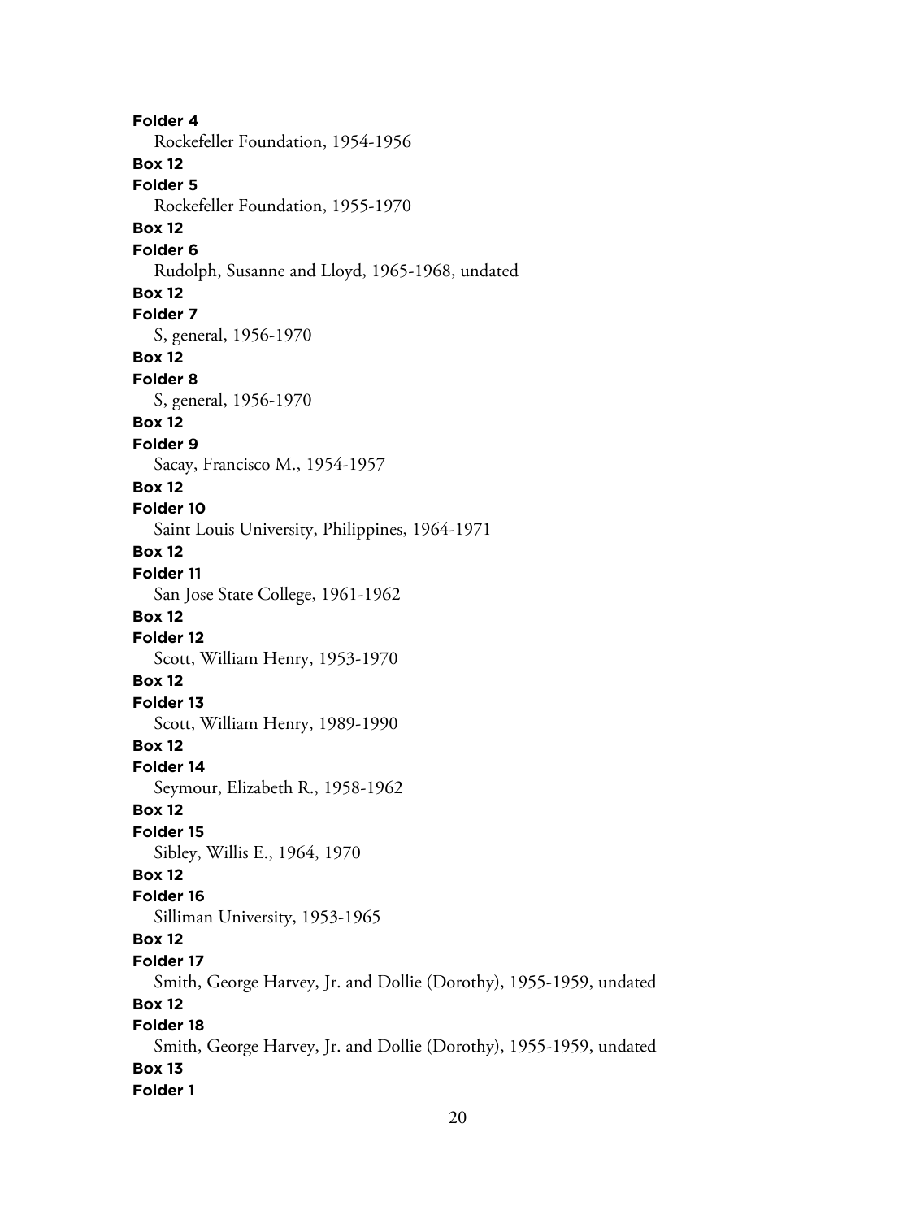**Folder 4**

Rockefeller Foundation, 1954-1956

**Box 12**

**Folder 5**

Rockefeller Foundation, 1955-1970

**Box 12**

**Folder 6**

Rudolph, Susanne and Lloyd, 1965-1968, undated

**Box 12**

**Folder 7**

S, general, 1956-1970

**Box 12**

**Folder 8**

S, general, 1956-1970

**Box 12**

**Folder 9**

Sacay, Francisco M., 1954-1957

**Box 12**

**Folder 10**

Saint Louis University, Philippines, 1964-1971

**Box 12**

**Folder 11**

San Jose State College, 1961-1962

**Box 12**

**Folder 12**

Scott, William Henry, 1953-1970

**Box 12**

**Folder 13**

Scott, William Henry, 1989-1990

**Box 12**

**Folder 14**

Seymour, Elizabeth R., 1958-1962

**Box 12**

**Folder 15**

Sibley, Willis E., 1964, 1970

**Box 12**

**Folder 16**

Silliman University, 1953-1965

**Box 12**

**Folder 17**

Smith, George Harvey, Jr. and Dollie (Dorothy), 1955-1959, undated

**Box 12**

**Folder 18**

Smith, George Harvey, Jr. and Dollie (Dorothy), 1955-1959, undated

**Box 13**

**Folder 1**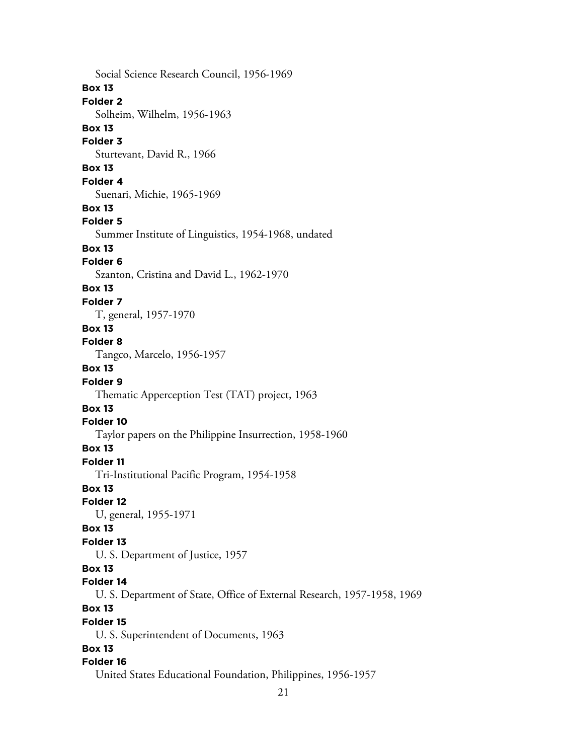Social Science Research Council, 1956-1969

**Box 13**

**Folder 2**

Solheim, Wilhelm, 1956-1963

**Box 13**

**Folder 3**

Sturtevant, David R., 1966

**Box 13**

**Folder 4**

Suenari, Michie, 1965-1969

**Box 13**

**Folder 5**

Summer Institute of Linguistics, 1954-1968, undated

**Box 13**

**Folder 6**

Szanton, Cristina and David L., 1962-1970

**Box 13**

**Folder 7**

T, general, 1957-1970

**Box 13**

**Folder 8**

Tangco, Marcelo, 1956-1957

**Box 13**

**Folder 9**

Thematic Apperception Test (TAT) project, 1963

**Box 13**

**Folder 10**

Taylor papers on the Philippine Insurrection, 1958-1960

**Box 13**

**Folder 11**

Tri-Institutional Pacific Program, 1954-1958

**Box 13**

**Folder 12**

U, general, 1955-1971

**Box 13**

**Folder 13**

U. S. Department of Justice, 1957

**Box 13**

**Folder 14**

U. S. Department of State, Office of External Research, 1957-1958, 1969

**Box 13**

**Folder 15**

U. S. Superintendent of Documents, 1963

**Box 13**

**Folder 16**

United States Educational Foundation, Philippines, 1956-1957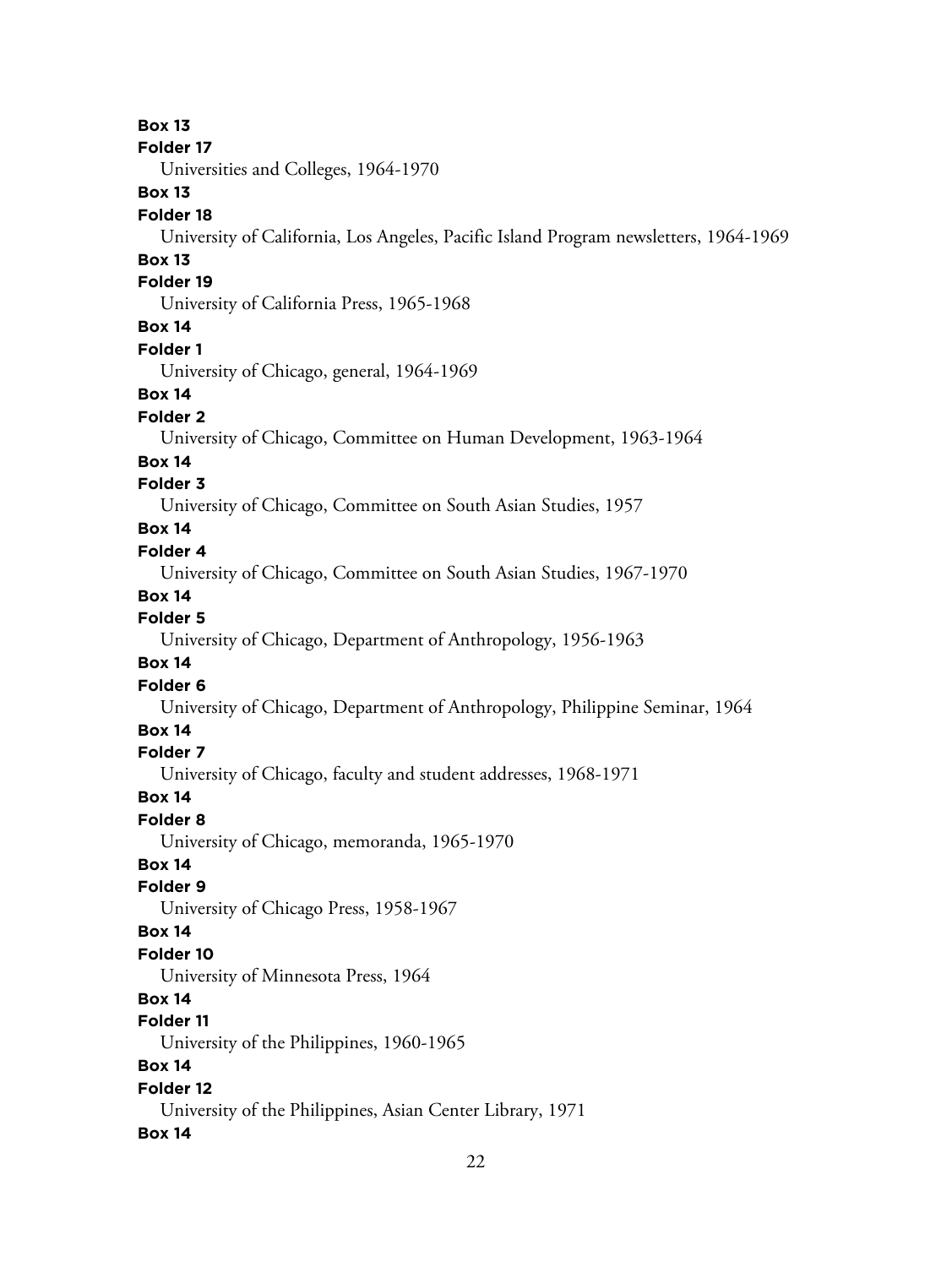**Box 13**

**Folder 17**

Universities and Colleges, 1964-1970

**Box 13**

**Folder 18**

University of California, Los Angeles, Pacific Island Program newsletters, 1964-1969

**Box 13**

**Folder 19**

University of California Press, 1965-1968

**Box 14**

**Folder 1**

University of Chicago, general, 1964-1969

**Box 14**

**Folder 2**

University of Chicago, Committee on Human Development, 1963-1964

**Box 14**

**Folder 3**

University of Chicago, Committee on South Asian Studies, 1957

**Box 14**

**Folder 4**

University of Chicago, Committee on South Asian Studies, 1967-1970

**Box 14**

**Folder 5**

University of Chicago, Department of Anthropology, 1956-1963

**Box 14**

**Folder 6**

University of Chicago, Department of Anthropology, Philippine Seminar, 1964

**Box 14**

**Folder 7**

University of Chicago, faculty and student addresses, 1968-1971

**Box 14**

**Folder 8**

University of Chicago, memoranda, 1965-1970

**Box 14**

**Folder 9**

University of Chicago Press, 1958-1967

**Box 14**

**Folder 10**

University of Minnesota Press, 1964

**Box 14**

**Folder 11**

University of the Philippines, 1960-1965

**Box 14**

**Folder 12**

University of the Philippines, Asian Center Library, 1971

**Box 14**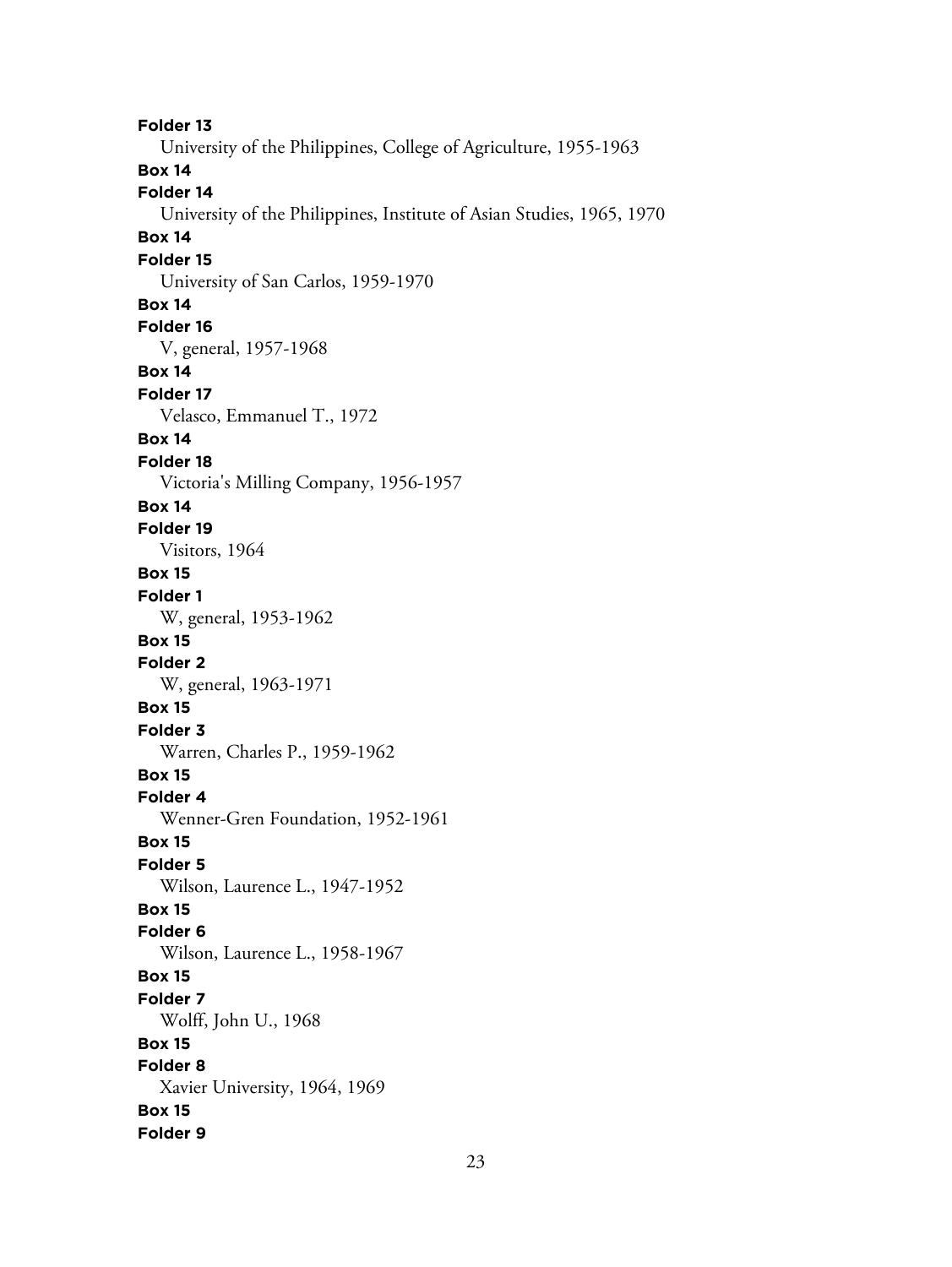**Folder 13**
University of the Philippines, College of Agriculture, 1955-1963

**Box 14**
**Folder 14**
University of the Philippines, Institute of Asian Studies, 1965, 1970

**Box 14**
**Folder 15**
University of San Carlos, 1959-1970

**Box 14**
**Folder 16**
V, general, 1957-1968

**Box 14**
**Folder 17**
Velasco, Emmanuel T., 1972

**Box 14**
**Folder 18**
Victoria's Milling Company, 1956-1957

**Box 14**
**Folder 19**
Visitors, 1964

**Box 15**
**Folder 1**
W, general, 1953-1962

**Box 15**
**Folder 2**
W, general, 1963-1971

**Box 15**
**Folder 3**
Warren, Charles P., 1959-1962

**Box 15**
**Folder 4**
Wenner-Gren Foundation, 1952-1961

**Box 15**
**Folder 5**
Wilson, Laurence L., 1947-1952

**Box 15**
**Folder 6**
Wilson, Laurence L., 1958-1967

**Box 15**
**Folder 7**
Wolff, John U., 1968

**Box 15**
**Folder 8**
Xavier University, 1964, 1969

**Box 15**
**Folder 9**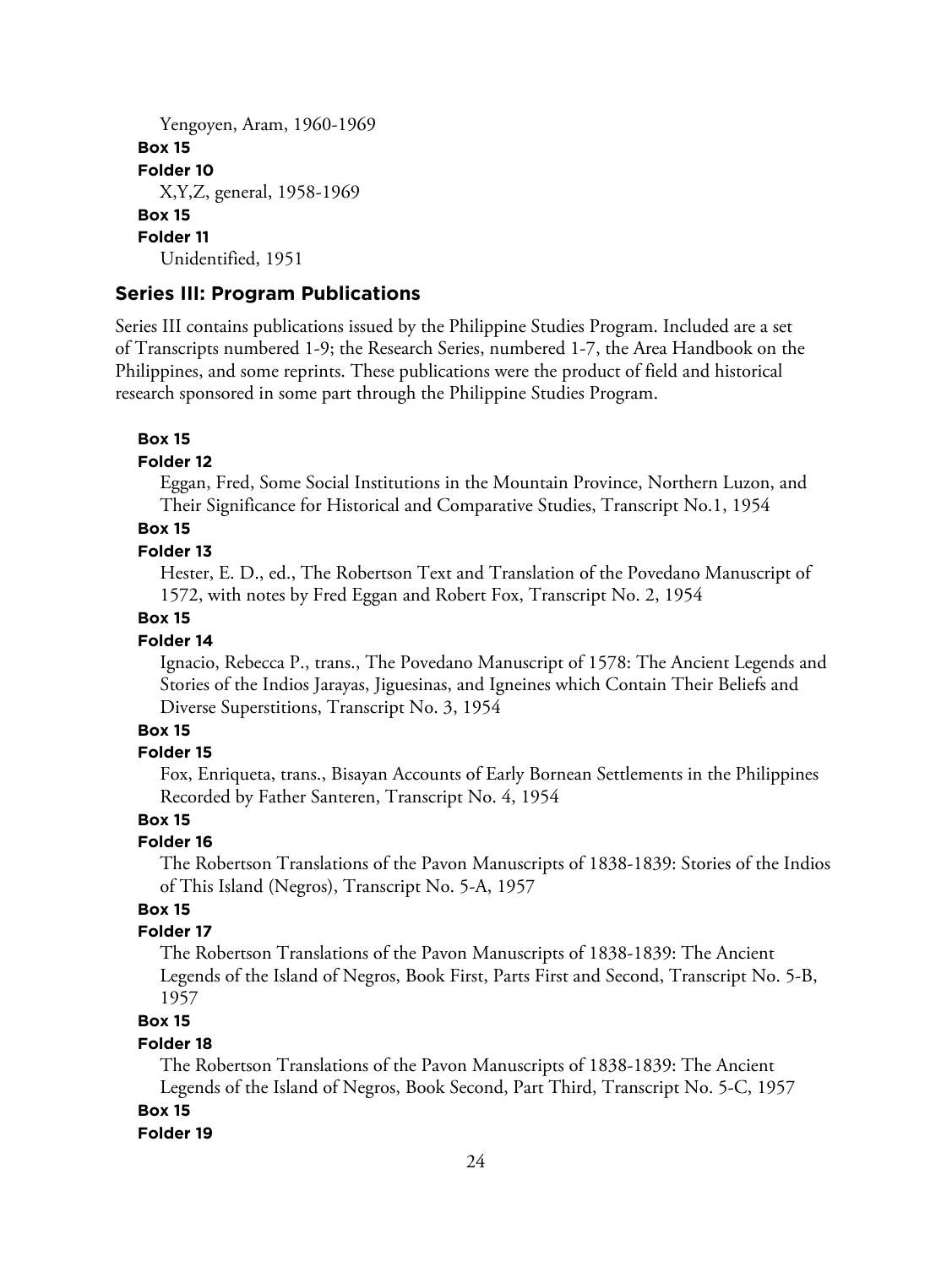Yengoyen, Aram, 1960-1969

**Box 15**

**Folder 10**

X,Y,Z, general, 1958-1969

**Box 15**

**Folder 11**

Unidentified, 1951

## Series III: Program Publications

Series III contains publications issued by the Philippine Studies Program. Included are a set of Transcripts numbered 1-9; the Research Series, numbered 1-7, the Area Handbook on the Philippines, and some reprints. These publications were the product of field and historical research sponsored in some part through the Philippine Studies Program.

**Box 15**

**Folder 12**

Eggan, Fred, Some Social Institutions in the Mountain Province, Northern Luzon, and Their Significance for Historical and Comparative Studies, Transcript No.1, 1954

**Box 15**

**Folder 13**

Hester, E. D., ed., The Robertson Text and Translation of the Povedano Manuscript of 1572, with notes by Fred Eggan and Robert Fox, Transcript No. 2, 1954

**Box 15**

**Folder 14**

Ignacio, Rebecca P., trans., The Povedano Manuscript of 1578: The Ancient Legends and Stories of the Indios Jarayas, Jiguesinas, and Igneines which Contain Their Beliefs and Diverse Superstitions, Transcript No. 3, 1954

**Box 15**

**Folder 15**

Fox, Enriqueta, trans., Bisayan Accounts of Early Bornean Settlements in the Philippines Recorded by Father Santeren, Transcript No. 4, 1954

**Box 15**

**Folder 16**

The Robertson Translations of the Pavon Manuscripts of 1838-1839: Stories of the Indios of This Island (Negros), Transcript No. 5-A, 1957

**Box 15**

**Folder 17**

The Robertson Translations of the Pavon Manuscripts of 1838-1839: The Ancient Legends of the Island of Negros, Book First, Parts First and Second, Transcript No. 5-B, 1957

**Box 15**

**Folder 18**

The Robertson Translations of the Pavon Manuscripts of 1838-1839: The Ancient Legends of the Island of Negros, Book Second, Part Third, Transcript No. 5-C, 1957

**Box 15**

**Folder 19**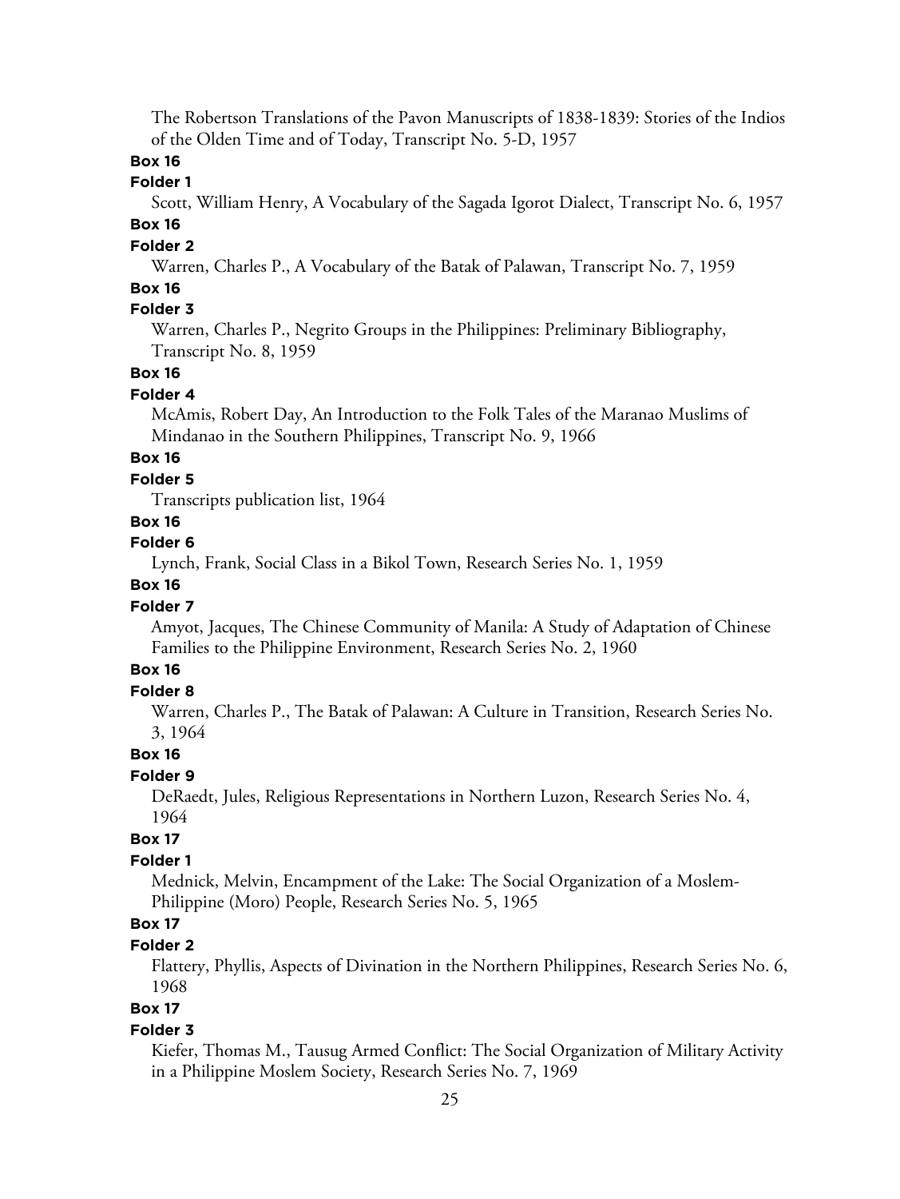The Robertson Translations of the Pavon Manuscripts of 1838-1839: Stories of the Indios of the Olden Time and of Today, Transcript No. 5-D, 1957

**Box 16**

**Folder 1**

Scott, William Henry, A Vocabulary of the Sagada Igorot Dialect, Transcript No. 6, 1957

**Box 16**

**Folder 2**

Warren, Charles P., A Vocabulary of the Batak of Palawan, Transcript No. 7, 1959

**Box 16**

**Folder 3**

Warren, Charles P., Negrito Groups in the Philippines: Preliminary Bibliography, Transcript No. 8, 1959

**Box 16**

**Folder 4**

McAmis, Robert Day, An Introduction to the Folk Tales of the Maranao Muslims of Mindanao in the Southern Philippines, Transcript No. 9, 1966

**Box 16**

**Folder 5**

Transcripts publication list, 1964

**Box 16**

**Folder 6**

Lynch, Frank, Social Class in a Bikol Town, Research Series No. 1, 1959

**Box 16**

**Folder 7**

Amyot, Jacques, The Chinese Community of Manila: A Study of Adaptation of Chinese Families to the Philippine Environment, Research Series No. 2, 1960

**Box 16**

**Folder 8**

Warren, Charles P., The Batak of Palawan: A Culture in Transition, Research Series No. 3, 1964

**Box 16**

**Folder 9**

DeRaedt, Jules, Religious Representations in Northern Luzon, Research Series No. 4, 1964

**Box 17**

**Folder 1**

Mednick, Melvin, Encampment of the Lake: The Social Organization of a Moslem-Philippine (Moro) People, Research Series No. 5, 1965

**Box 17**

**Folder 2**

Flattery, Phyllis, Aspects of Divination in the Northern Philippines, Research Series No. 6, 1968

**Box 17**

**Folder 3**

Kiefer, Thomas M., Tausug Armed Conflict: The Social Organization of Military Activity in a Philippine Moslem Society, Research Series No. 7, 1969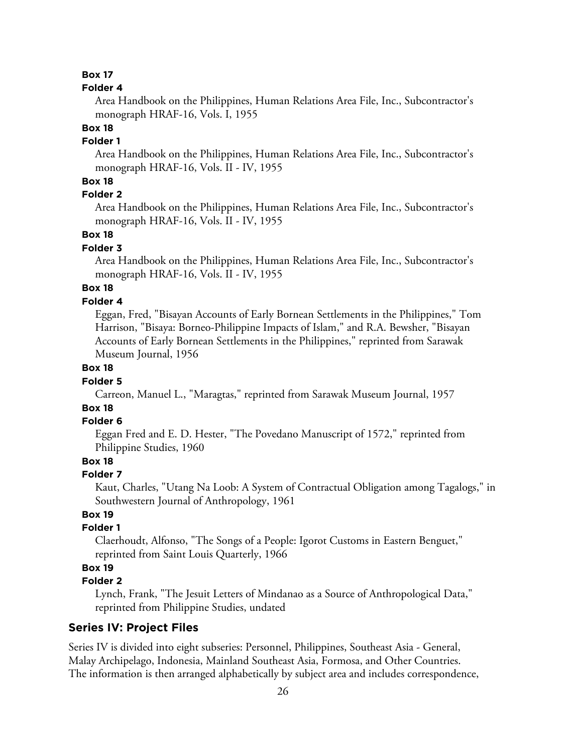**Box 17**

**Folder 4**

Area Handbook on the Philippines, Human Relations Area File, Inc., Subcontractor's monograph HRAF-16, Vols. I, 1955

**Box 18**

**Folder 1**

Area Handbook on the Philippines, Human Relations Area File, Inc., Subcontractor's monograph HRAF-16, Vols. II - IV, 1955

**Box 18**

**Folder 2**

Area Handbook on the Philippines, Human Relations Area File, Inc., Subcontractor's monograph HRAF-16, Vols. II - IV, 1955

**Box 18**

**Folder 3**

Area Handbook on the Philippines, Human Relations Area File, Inc., Subcontractor's monograph HRAF-16, Vols. II - IV, 1955

**Box 18**

**Folder 4**

Eggan, Fred, "Bisayan Accounts of Early Bornean Settlements in the Philippines," Tom Harrison, "Bisaya: Borneo-Philippine Impacts of Islam," and R.A. Bewsher, "Bisayan Accounts of Early Bornean Settlements in the Philippines," reprinted from Sarawak Museum Journal, 1956

**Box 18**

**Folder 5**

Carreon, Manuel L., "Maragtas," reprinted from Sarawak Museum Journal, 1957

**Box 18**

**Folder 6**

Eggan Fred and E. D. Hester, "The Povedano Manuscript of 1572," reprinted from Philippine Studies, 1960

**Box 18**

**Folder 7**

Kaut, Charles, "Utang Na Loob: A System of Contractual Obligation among Tagalogs," in Southwestern Journal of Anthropology, 1961

**Box 19**

**Folder 1**

Claerhoudt, Alfonso, "The Songs of a People: Igorot Customs in Eastern Benguet," reprinted from Saint Louis Quarterly, 1966

**Box 19**

**Folder 2**

Lynch, Frank, "The Jesuit Letters of Mindanao as a Source of Anthropological Data," reprinted from Philippine Studies, undated

## Series IV: Project Files

Series IV is divided into eight subseries: Personnel, Philippines, Southeast Asia - General, Malay Archipelago, Indonesia, Mainland Southeast Asia, Formosa, and Other Countries. The information is then arranged alphabetically by subject area and includes correspondence,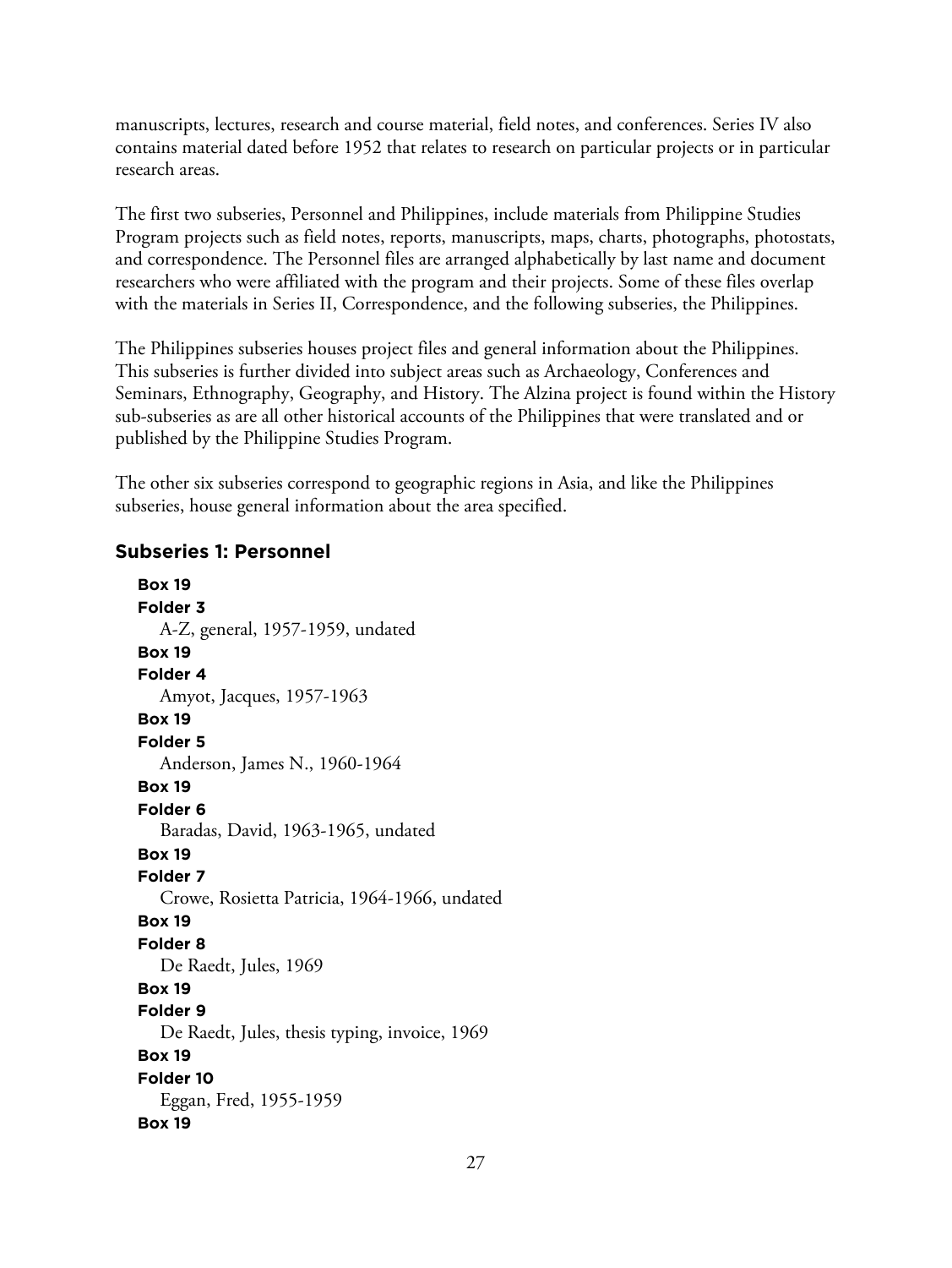manuscripts, lectures, research and course material, field notes, and conferences. Series IV also contains material dated before 1952 that relates to research on particular projects or in particular research areas.

The first two subseries, Personnel and Philippines, include materials from Philippine Studies Program projects such as field notes, reports, manuscripts, maps, charts, photographs, photostats, and correspondence. The Personnel files are arranged alphabetically by last name and document researchers who were affiliated with the program and their projects. Some of these files overlap with the materials in Series II, Correspondence, and the following subseries, the Philippines.

The Philippines subseries houses project files and general information about the Philippines. This subseries is further divided into subject areas such as Archaeology, Conferences and Seminars, Ethnography, Geography, and History. The Alzina project is found within the History sub-subseries as are all other historical accounts of the Philippines that were translated and or published by the Philippine Studies Program.

The other six subseries correspond to geographic regions in Asia, and like the Philippines subseries, house general information about the area specified.

### Subseries 1: Personnel

**Box 19**
**Folder 3**
A-Z, general, 1957-1959, undated

**Box 19**
**Folder 4**
Amyot, Jacques, 1957-1963

**Box 19**
**Folder 5**
Anderson, James N., 1960-1964

**Box 19**
**Folder 6**
Baradas, David, 1963-1965, undated

**Box 19**
**Folder 7**
Crowe, Rosietta Patricia, 1964-1966, undated

**Box 19**
**Folder 8**
De Raedt, Jules, 1969

**Box 19**
**Folder 9**
De Raedt, Jules, thesis typing, invoice, 1969

**Box 19**
**Folder 10**
Eggan, Fred, 1955-1959

**Box 19**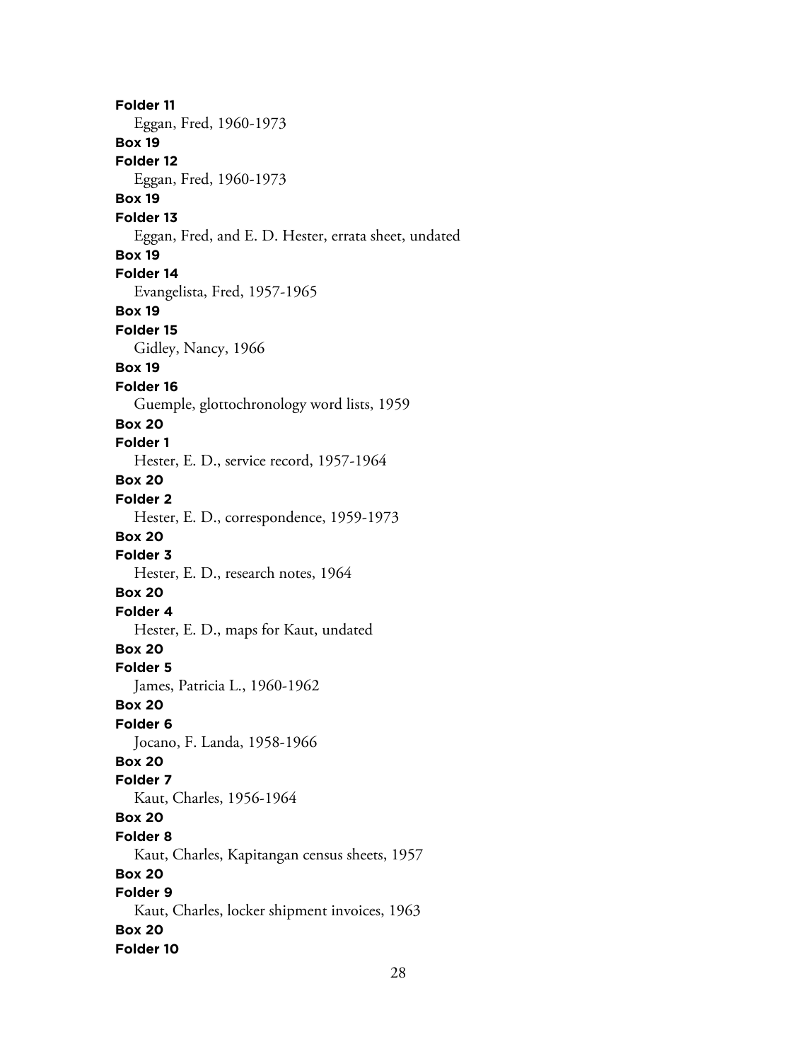**Folder 11**
Eggan, Fred, 1960-1973

**Box 19**
**Folder 12**
Eggan, Fred, 1960-1973

**Box 19**
**Folder 13**
Eggan, Fred, and E. D. Hester, errata sheet, undated

**Box 19**
**Folder 14**
Evangelista, Fred, 1957-1965

**Box 19**
**Folder 15**
Gidley, Nancy, 1966

**Box 19**
**Folder 16**
Guemple, glottochronology word lists, 1959

**Box 20**
**Folder 1**
Hester, E. D., service record, 1957-1964

**Box 20**
**Folder 2**
Hester, E. D., correspondence, 1959-1973

**Box 20**
**Folder 3**
Hester, E. D., research notes, 1964

**Box 20**
**Folder 4**
Hester, E. D., maps for Kaut, undated

**Box 20**
**Folder 5**
James, Patricia L., 1960-1962

**Box 20**
**Folder 6**
Jocano, F. Landa, 1958-1966

**Box 20**
**Folder 7**
Kaut, Charles, 1956-1964

**Box 20**
**Folder 8**
Kaut, Charles, Kapitangan census sheets, 1957

**Box 20**
**Folder 9**
Kaut, Charles, locker shipment invoices, 1963

**Box 20**
**Folder 10**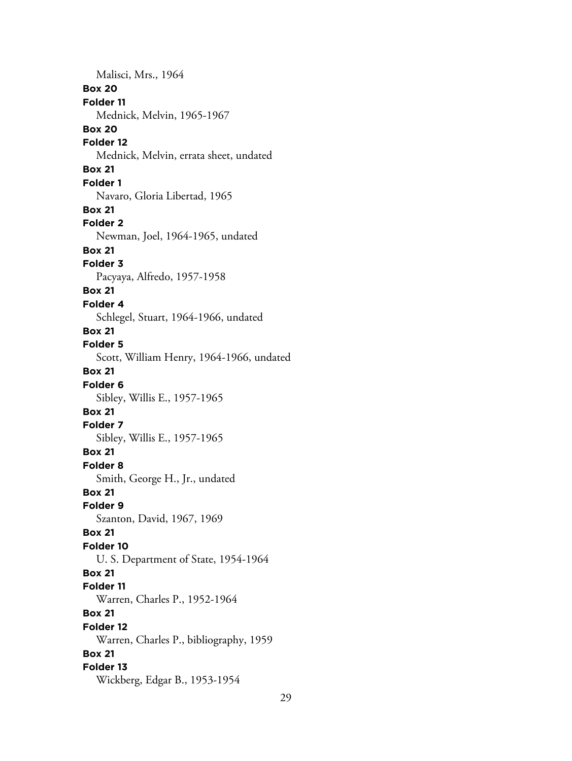Malisci, Mrs., 1964

**Box 20**
**Folder 11**
Mednick, Melvin, 1965-1967

**Box 20**
**Folder 12**
Mednick, Melvin, errata sheet, undated

**Box 21**
**Folder 1**
Navaro, Gloria Libertad, 1965

**Box 21**
**Folder 2**
Newman, Joel, 1964-1965, undated

**Box 21**
**Folder 3**
Pacyaya, Alfredo, 1957-1958

**Box 21**
**Folder 4**
Schlegel, Stuart, 1964-1966, undated

**Box 21**
**Folder 5**
Scott, William Henry, 1964-1966, undated

**Box 21**
**Folder 6**
Sibley, Willis E., 1957-1965

**Box 21**
**Folder 7**
Sibley, Willis E., 1957-1965

**Box 21**
**Folder 8**
Smith, George H., Jr., undated

**Box 21**
**Folder 9**
Szanton, David, 1967, 1969

**Box 21**
**Folder 10**
U. S. Department of State, 1954-1964

**Box 21**
**Folder 11**
Warren, Charles P., 1952-1964

**Box 21**
**Folder 12**
Warren, Charles P., bibliography, 1959

**Box 21**
**Folder 13**
Wickberg, Edgar B., 1953-1954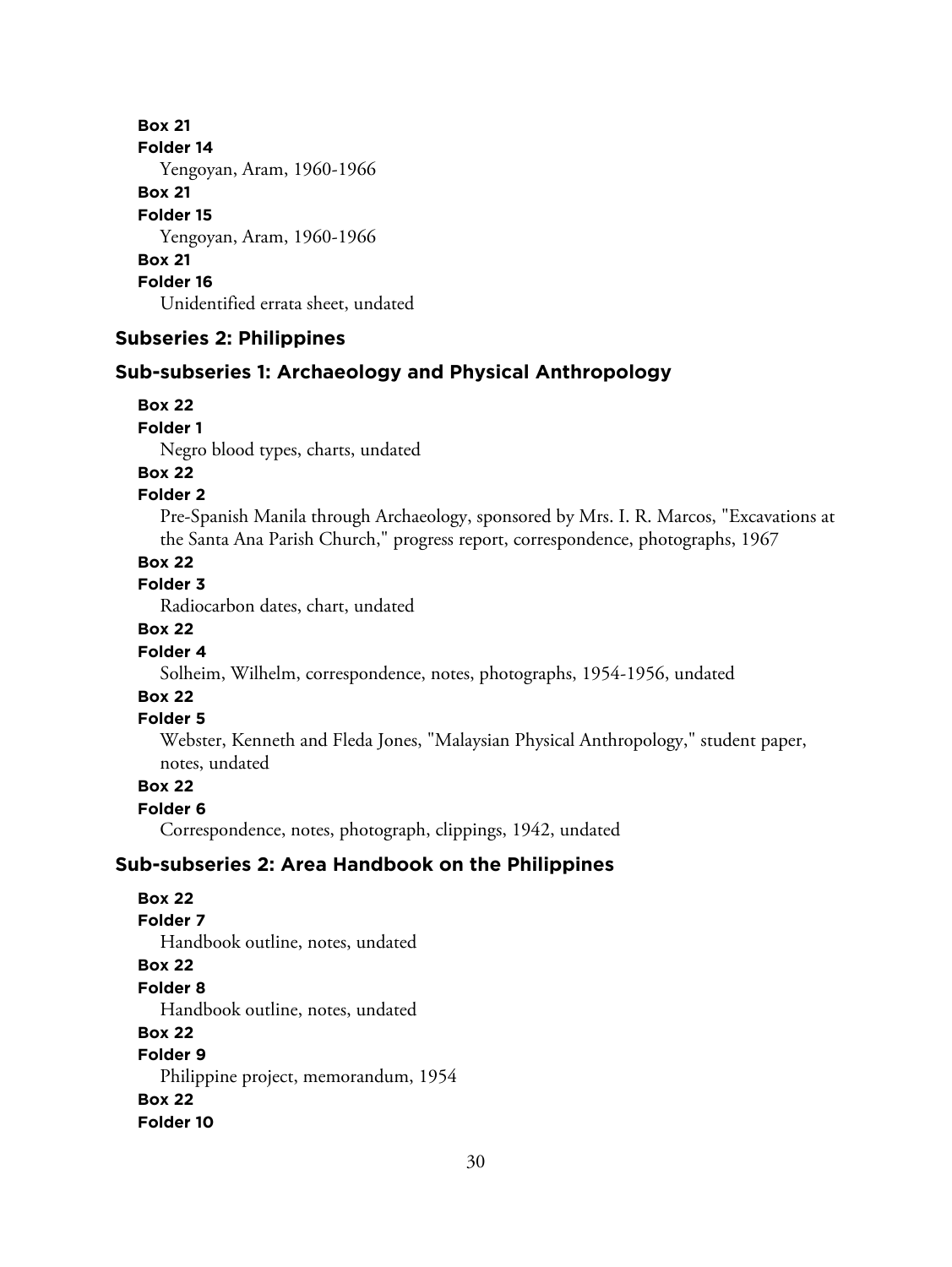**Box 21**
**Folder 14**
Yengoyan, Aram, 1960-1966
**Box 21**
**Folder 15**
Yengoyan, Aram, 1960-1966
**Box 21**
**Folder 16**
Unidentified errata sheet, undated

### Subseries 2: Philippines

### Sub-subseries 1: Archaeology and Physical Anthropology

**Box 22**
**Folder 1**
Negro blood types, charts, undated
**Box 22**
**Folder 2**
Pre-Spanish Manila through Archaeology, sponsored by Mrs. I. R. Marcos, "Excavations at the Santa Ana Parish Church," progress report, correspondence, photographs, 1967
**Box 22**
**Folder 3**
Radiocarbon dates, chart, undated
**Box 22**
**Folder 4**
Solheim, Wilhelm, correspondence, notes, photographs, 1954-1956, undated
**Box 22**
**Folder 5**
Webster, Kenneth and Fleda Jones, "Malaysian Physical Anthropology," student paper, notes, undated
**Box 22**
**Folder 6**
Correspondence, notes, photograph, clippings, 1942, undated

### Sub-subseries 2: Area Handbook on the Philippines

**Box 22**
**Folder 7**
Handbook outline, notes, undated
**Box 22**
**Folder 8**
Handbook outline, notes, undated
**Box 22**
**Folder 9**
Philippine project, memorandum, 1954
**Box 22**
**Folder 10**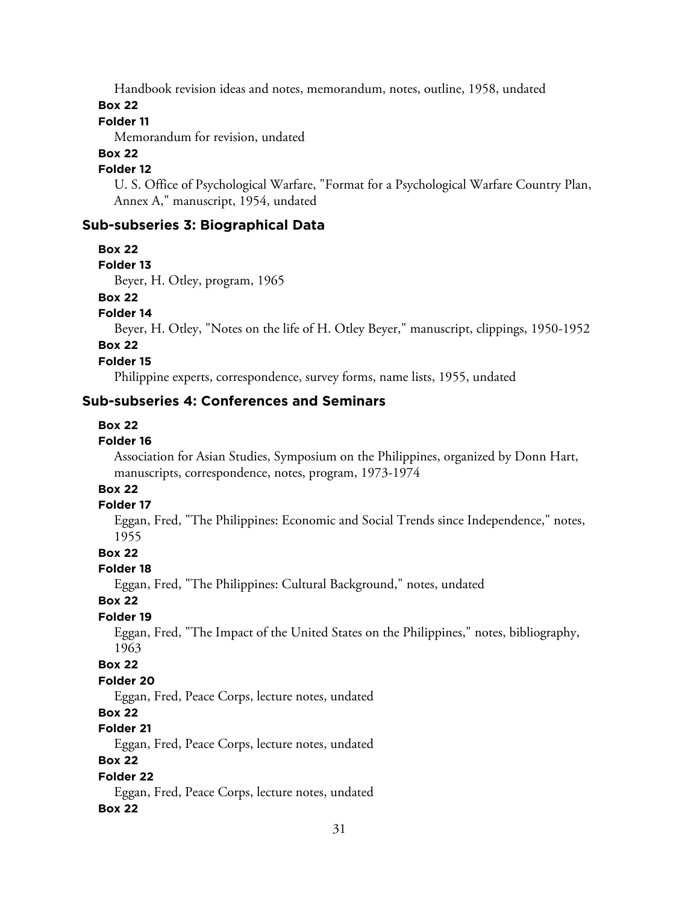Handbook revision ideas and notes, memorandum, notes, outline, 1958, undated

**Box 22**

**Folder 11**

Memorandum for revision, undated

**Box 22**

**Folder 12**

U. S. Office of Psychological Warfare, "Format for a Psychological Warfare Country Plan, Annex A," manuscript, 1954, undated

### Sub-subseries 3: Biographical Data

**Box 22**

**Folder 13**

Beyer, H. Otley, program, 1965

**Box 22**

**Folder 14**

Beyer, H. Otley, "Notes on the life of H. Otley Beyer," manuscript, clippings, 1950-1952

**Box 22**

**Folder 15**

Philippine experts, correspondence, survey forms, name lists, 1955, undated

### Sub-subseries 4: Conferences and Seminars

**Box 22**

**Folder 16**

Association for Asian Studies, Symposium on the Philippines, organized by Donn Hart, manuscripts, correspondence, notes, program, 1973-1974

**Box 22**

**Folder 17**

Eggan, Fred, "The Philippines: Economic and Social Trends since Independence," notes, 1955

**Box 22**

**Folder 18**

Eggan, Fred, "The Philippines: Cultural Background," notes, undated

**Box 22**

**Folder 19**

Eggan, Fred, "The Impact of the United States on the Philippines," notes, bibliography, 1963

**Box 22**

**Folder 20**

Eggan, Fred, Peace Corps, lecture notes, undated

**Box 22**

**Folder 21**

Eggan, Fred, Peace Corps, lecture notes, undated

**Box 22**

**Folder 22**

Eggan, Fred, Peace Corps, lecture notes, undated

**Box 22**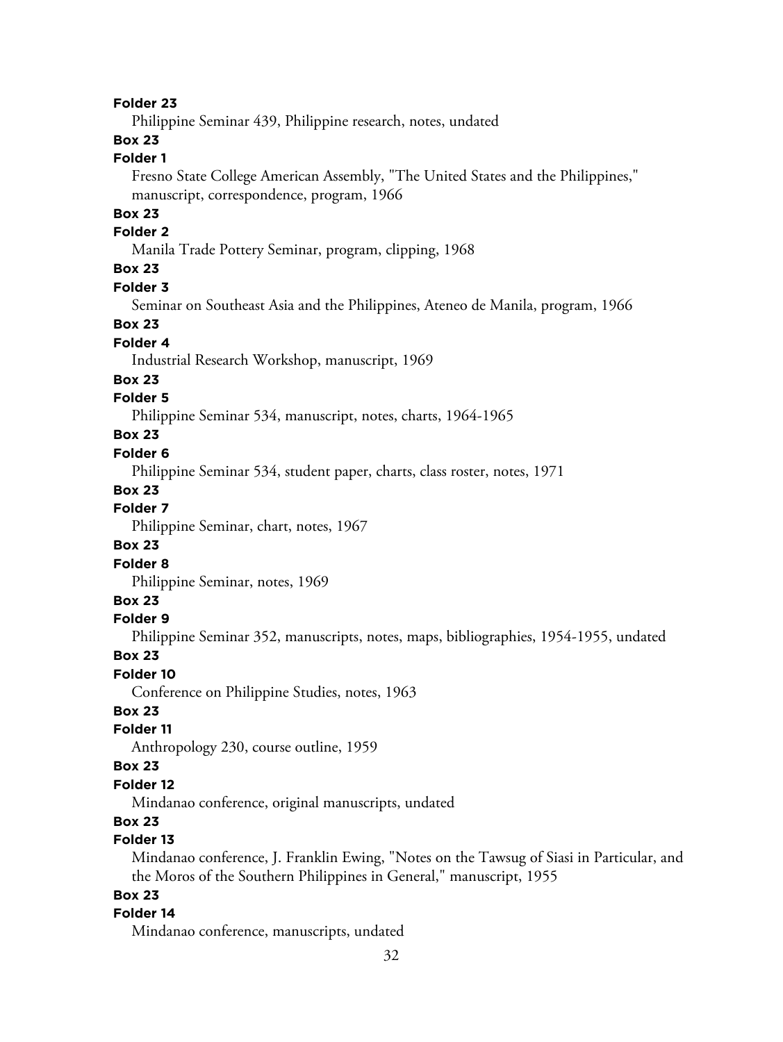**Folder 23**

Philippine Seminar 439, Philippine research, notes, undated

**Box 23**

**Folder 1**

Fresno State College American Assembly, "The United States and the Philippines," manuscript, correspondence, program, 1966

**Box 23**

**Folder 2**

Manila Trade Pottery Seminar, program, clipping, 1968

**Box 23**

**Folder 3**

Seminar on Southeast Asia and the Philippines, Ateneo de Manila, program, 1966

**Box 23**

**Folder 4**

Industrial Research Workshop, manuscript, 1969

**Box 23**

**Folder 5**

Philippine Seminar 534, manuscript, notes, charts, 1964-1965

**Box 23**

**Folder 6**

Philippine Seminar 534, student paper, charts, class roster, notes, 1971

**Box 23**

**Folder 7**

Philippine Seminar, chart, notes, 1967

**Box 23**

**Folder 8**

Philippine Seminar, notes, 1969

**Box 23**

**Folder 9**

Philippine Seminar 352, manuscripts, notes, maps, bibliographies, 1954-1955, undated

**Box 23**

**Folder 10**

Conference on Philippine Studies, notes, 1963

**Box 23**

**Folder 11**

Anthropology 230, course outline, 1959

**Box 23**

**Folder 12**

Mindanao conference, original manuscripts, undated

**Box 23**

**Folder 13**

Mindanao conference, J. Franklin Ewing, "Notes on the Tawsug of Siasi in Particular, and the Moros of the Southern Philippines in General," manuscript, 1955

**Box 23**

**Folder 14**

Mindanao conference, manuscripts, undated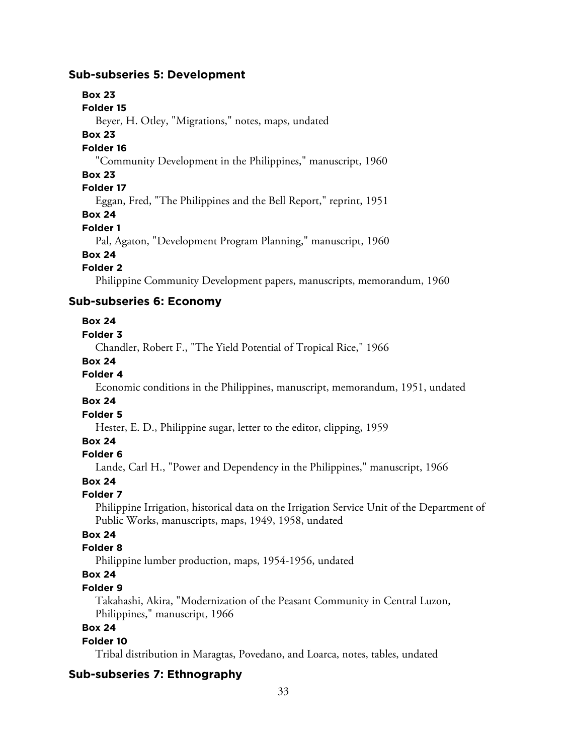### Sub-subseries 5: Development

**Box 23**
**Folder 15**
Beyer, H. Otley, "Migrations," notes, maps, undated

**Box 23**
**Folder 16**
"Community Development in the Philippines," manuscript, 1960

**Box 23**
**Folder 17**
Eggan, Fred, "The Philippines and the Bell Report," reprint, 1951

**Box 24**
**Folder 1**
Pal, Agaton, "Development Program Planning," manuscript, 1960

**Box 24**
**Folder 2**
Philippine Community Development papers, manuscripts, memorandum, 1960

### Sub-subseries 6: Economy

**Box 24**
**Folder 3**
Chandler, Robert F., "The Yield Potential of Tropical Rice," 1966

**Box 24**
**Folder 4**
Economic conditions in the Philippines, manuscript, memorandum, 1951, undated

**Box 24**
**Folder 5**
Hester, E. D., Philippine sugar, letter to the editor, clipping, 1959

**Box 24**
**Folder 6**
Lande, Carl H., "Power and Dependency in the Philippines," manuscript, 1966

**Box 24**
**Folder 7**
Philippine Irrigation, historical data on the Irrigation Service Unit of the Department of Public Works, manuscripts, maps, 1949, 1958, undated

**Box 24**
**Folder 8**
Philippine lumber production, maps, 1954-1956, undated

**Box 24**
**Folder 9**
Takahashi, Akira, "Modernization of the Peasant Community in Central Luzon, Philippines," manuscript, 1966

**Box 24**
**Folder 10**
Tribal distribution in Maragtas, Povedano, and Loarca, notes, tables, undated

### Sub-subseries 7: Ethnography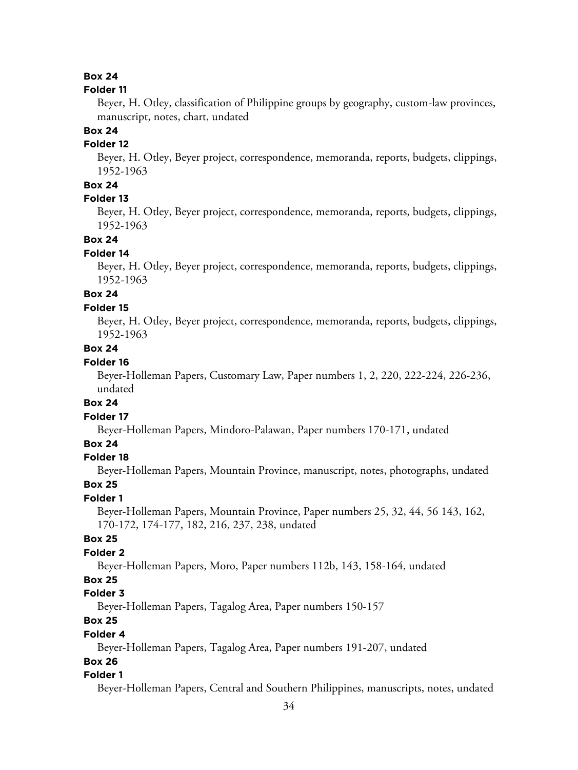**Box 24**

**Folder 11**

Beyer, H. Otley, classification of Philippine groups by geography, custom-law provinces, manuscript, notes, chart, undated

**Box 24**

**Folder 12**

Beyer, H. Otley, Beyer project, correspondence, memoranda, reports, budgets, clippings, 1952-1963

**Box 24**

**Folder 13**

Beyer, H. Otley, Beyer project, correspondence, memoranda, reports, budgets, clippings, 1952-1963

**Box 24**

**Folder 14**

Beyer, H. Otley, Beyer project, correspondence, memoranda, reports, budgets, clippings, 1952-1963

**Box 24**

**Folder 15**

Beyer, H. Otley, Beyer project, correspondence, memoranda, reports, budgets, clippings, 1952-1963

**Box 24**

**Folder 16**

Beyer-Holleman Papers, Customary Law, Paper numbers 1, 2, 220, 222-224, 226-236, undated

**Box 24**

**Folder 17**

Beyer-Holleman Papers, Mindoro-Palawan, Paper numbers 170-171, undated

**Box 24**

**Folder 18**

Beyer-Holleman Papers, Mountain Province, manuscript, notes, photographs, undated

**Box 25**

**Folder 1**

Beyer-Holleman Papers, Mountain Province, Paper numbers 25, 32, 44, 56 143, 162, 170-172, 174-177, 182, 216, 237, 238, undated

**Box 25**

**Folder 2**

Beyer-Holleman Papers, Moro, Paper numbers 112b, 143, 158-164, undated

**Box 25**

**Folder 3**

Beyer-Holleman Papers, Tagalog Area, Paper numbers 150-157

**Box 25**

**Folder 4**

Beyer-Holleman Papers, Tagalog Area, Paper numbers 191-207, undated

**Box 26**

**Folder 1**

Beyer-Holleman Papers, Central and Southern Philippines, manuscripts, notes, undated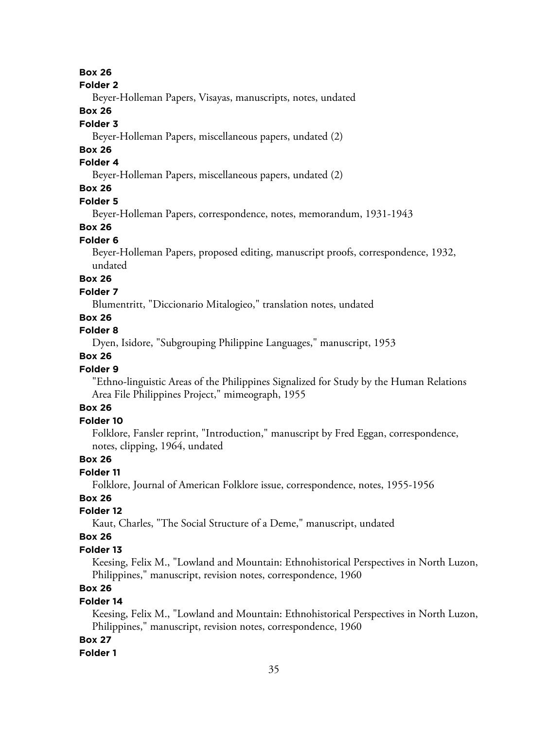**Box 26**

**Folder 2**

Beyer-Holleman Papers, Visayas, manuscripts, notes, undated

**Box 26**

**Folder 3**

Beyer-Holleman Papers, miscellaneous papers, undated (2)

**Box 26**

**Folder 4**

Beyer-Holleman Papers, miscellaneous papers, undated (2)

**Box 26**

**Folder 5**

Beyer-Holleman Papers, correspondence, notes, memorandum, 1931-1943

**Box 26**

**Folder 6**

Beyer-Holleman Papers, proposed editing, manuscript proofs, correspondence, 1932, undated

**Box 26**

**Folder 7**

Blumentritt, "Diccionario Mitalogieo," translation notes, undated

**Box 26**

**Folder 8**

Dyen, Isidore, "Subgrouping Philippine Languages," manuscript, 1953

**Box 26**

**Folder 9**

"Ethno-linguistic Areas of the Philippines Signalized for Study by the Human Relations Area File Philippines Project," mimeograph, 1955

**Box 26**

**Folder 10**

Folklore, Fansler reprint, "Introduction," manuscript by Fred Eggan, correspondence, notes, clipping, 1964, undated

**Box 26**

**Folder 11**

Folklore, Journal of American Folklore issue, correspondence, notes, 1955-1956

**Box 26**

**Folder 12**

Kaut, Charles, "The Social Structure of a Deme," manuscript, undated

**Box 26**

**Folder 13**

Keesing, Felix M., "Lowland and Mountain: Ethnohistorical Perspectives in North Luzon, Philippines," manuscript, revision notes, correspondence, 1960

**Box 26**

**Folder 14**

Keesing, Felix M., "Lowland and Mountain: Ethnohistorical Perspectives in North Luzon, Philippines," manuscript, revision notes, correspondence, 1960

**Box 27**

**Folder 1**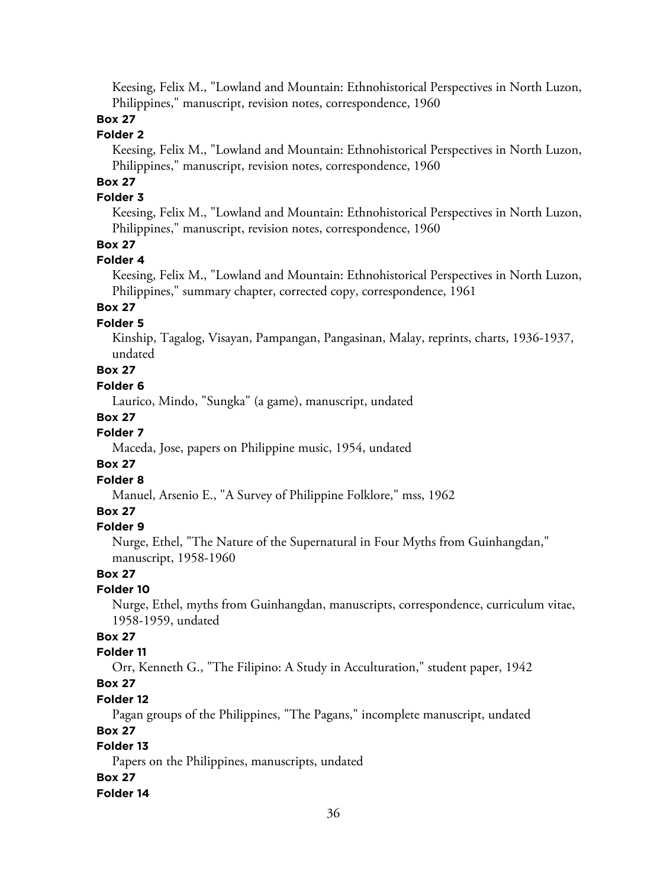Keesing, Felix M., "Lowland and Mountain: Ethnohistorical Perspectives in North Luzon, Philippines," manuscript, revision notes, correspondence, 1960

**Box 27**

**Folder 2**

Keesing, Felix M., "Lowland and Mountain: Ethnohistorical Perspectives in North Luzon, Philippines," manuscript, revision notes, correspondence, 1960

**Box 27**

**Folder 3**

Keesing, Felix M., "Lowland and Mountain: Ethnohistorical Perspectives in North Luzon, Philippines," manuscript, revision notes, correspondence, 1960

**Box 27**

**Folder 4**

Keesing, Felix M., "Lowland and Mountain: Ethnohistorical Perspectives in North Luzon, Philippines," summary chapter, corrected copy, correspondence, 1961

**Box 27**

**Folder 5**

Kinship, Tagalog, Visayan, Pampangan, Pangasinan, Malay, reprints, charts, 1936-1937, undated

**Box 27**

**Folder 6**

Laurico, Mindo, "Sungka" (a game), manuscript, undated

**Box 27**

**Folder 7**

Maceda, Jose, papers on Philippine music, 1954, undated

**Box 27**

**Folder 8**

Manuel, Arsenio E., "A Survey of Philippine Folklore," mss, 1962

**Box 27**

**Folder 9**

Nurge, Ethel, "The Nature of the Supernatural in Four Myths from Guinhangdan," manuscript, 1958-1960

**Box 27**

**Folder 10**

Nurge, Ethel, myths from Guinhangdan, manuscripts, correspondence, curriculum vitae, 1958-1959, undated

**Box 27**

**Folder 11**

Orr, Kenneth G., "The Filipino: A Study in Acculturation," student paper, 1942

**Box 27**

**Folder 12**

Pagan groups of the Philippines, "The Pagans," incomplete manuscript, undated

**Box 27**

**Folder 13**

Papers on the Philippines, manuscripts, undated

**Box 27**

**Folder 14**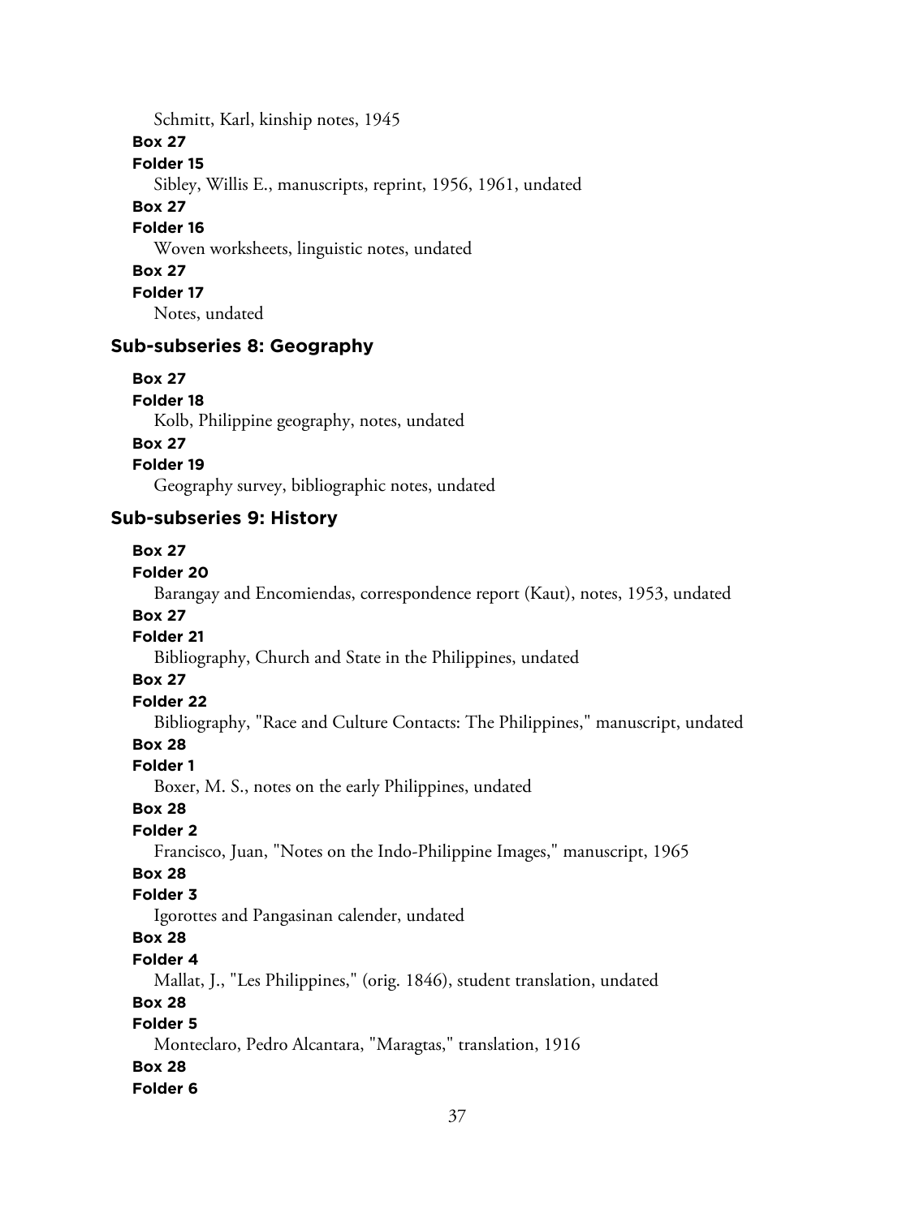Schmitt, Karl, kinship notes, 1945

**Box 27**

**Folder 15**

Sibley, Willis E., manuscripts, reprint, 1956, 1961, undated

**Box 27**

**Folder 16**

Woven worksheets, linguistic notes, undated

**Box 27**

**Folder 17**

Notes, undated

### Sub-subseries 8: Geography

**Box 27**

**Folder 18**

Kolb, Philippine geography, notes, undated

**Box 27**

**Folder 19**

Geography survey, bibliographic notes, undated

### Sub-subseries 9: History

**Box 27**

**Folder 20**

Barangay and Encomiendas, correspondence report (Kaut), notes, 1953, undated

**Box 27**

**Folder 21**

Bibliography, Church and State in the Philippines, undated

**Box 27**

**Folder 22**

Bibliography, "Race and Culture Contacts: The Philippines," manuscript, undated

**Box 28**

**Folder 1**

Boxer, M. S., notes on the early Philippines, undated

**Box 28**

**Folder 2**

Francisco, Juan, "Notes on the Indo-Philippine Images," manuscript, 1965

**Box 28**

**Folder 3**

Igorottes and Pangasinan calender, undated

**Box 28**

**Folder 4**

Mallat, J., "Les Philippines," (orig. 1846), student translation, undated

**Box 28**

**Folder 5**

Monteclaro, Pedro Alcantara, "Maragtas," translation, 1916

**Box 28**

**Folder 6**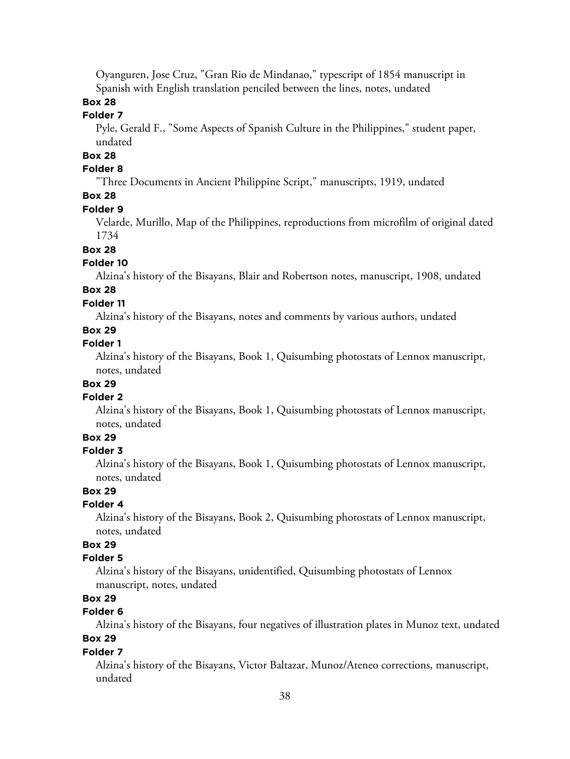Oyanguren, Jose Cruz, "Gran Rio de Mindanao," typescript of 1854 manuscript in Spanish with English translation penciled between the lines, notes, undated

**Box 28**

**Folder 7**

Pyle, Gerald F., "Some Aspects of Spanish Culture in the Philippines," student paper, undated

**Box 28**

**Folder 8**

"Three Documents in Ancient Philippine Script," manuscripts, 1919, undated

**Box 28**

**Folder 9**

Velarde, Murillo, Map of the Philippines, reproductions from microfilm of original dated 1734

**Box 28**

**Folder 10**

Alzina's history of the Bisayans, Blair and Robertson notes, manuscript, 1908, undated

**Box 28**

**Folder 11**

Alzina's history of the Bisayans, notes and comments by various authors, undated

**Box 29**

**Folder 1**

Alzina's history of the Bisayans, Book 1, Quisumbing photostats of Lennox manuscript, notes, undated

**Box 29**

**Folder 2**

Alzina's history of the Bisayans, Book 1, Quisumbing photostats of Lennox manuscript, notes, undated

**Box 29**

**Folder 3**

Alzina's history of the Bisayans, Book 1, Quisumbing photostats of Lennox manuscript, notes, undated

**Box 29**

**Folder 4**

Alzina's history of the Bisayans, Book 2, Quisumbing photostats of Lennox manuscript, notes, undated

**Box 29**

**Folder 5**

Alzina's history of the Bisayans, unidentified, Quisumbing photostats of Lennox manuscript, notes, undated

**Box 29**

**Folder 6**

Alzina's history of the Bisayans, four negatives of illustration plates in Munoz text, undated

**Box 29**

**Folder 7**

Alzina's history of the Bisayans, Victor Baltazar, Munoz/Ateneo corrections, manuscript, undated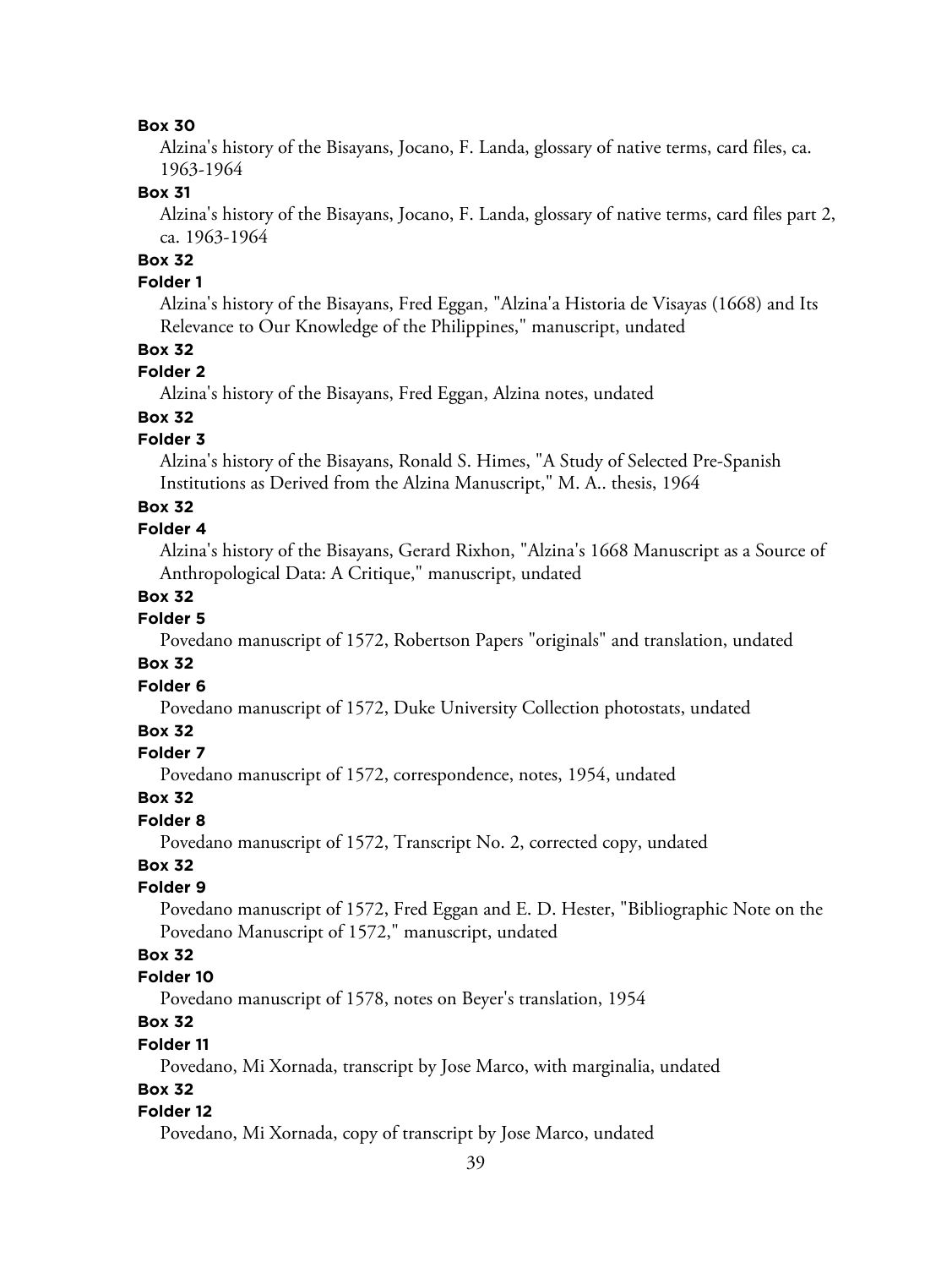**Box 30**

Alzina's history of the Bisayans, Jocano, F. Landa, glossary of native terms, card files, ca. 1963-1964

**Box 31**

Alzina's history of the Bisayans, Jocano, F. Landa, glossary of native terms, card files part 2, ca. 1963-1964

**Box 32**

**Folder 1**

Alzina's history of the Bisayans, Fred Eggan, "Alzina'a Historia de Visayas (1668) and Its Relevance to Our Knowledge of the Philippines," manuscript, undated

**Box 32**

**Folder 2**

Alzina's history of the Bisayans, Fred Eggan, Alzina notes, undated

**Box 32**

**Folder 3**

Alzina's history of the Bisayans, Ronald S. Himes, "A Study of Selected Pre-Spanish Institutions as Derived from the Alzina Manuscript," M. A.. thesis, 1964

**Box 32**

**Folder 4**

Alzina's history of the Bisayans, Gerard Rixhon, "Alzina's 1668 Manuscript as a Source of Anthropological Data: A Critique," manuscript, undated

**Box 32**

**Folder 5**

Povedano manuscript of 1572, Robertson Papers "originals" and translation, undated

**Box 32**

**Folder 6**

Povedano manuscript of 1572, Duke University Collection photostats, undated

**Box 32**

**Folder 7**

Povedano manuscript of 1572, correspondence, notes, 1954, undated

**Box 32**

**Folder 8**

Povedano manuscript of 1572, Transcript No. 2, corrected copy, undated

**Box 32**

**Folder 9**

Povedano manuscript of 1572, Fred Eggan and E. D. Hester, "Bibliographic Note on the Povedano Manuscript of 1572," manuscript, undated

**Box 32**

**Folder 10**

Povedano manuscript of 1578, notes on Beyer's translation, 1954

**Box 32**

**Folder 11**

Povedano, Mi Xornada, transcript by Jose Marco, with marginalia, undated

**Box 32**

**Folder 12**

Povedano, Mi Xornada, copy of transcript by Jose Marco, undated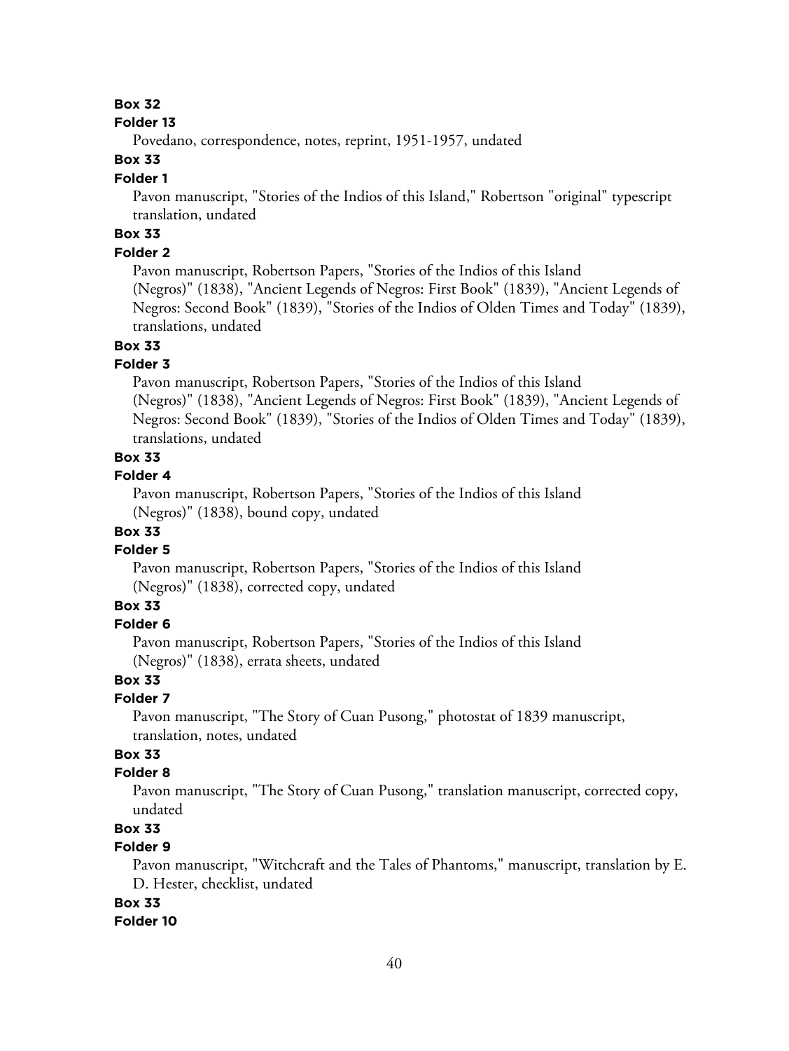**Box 32**

**Folder 13**

Povedano, correspondence, notes, reprint, 1951-1957, undated

**Box 33**

**Folder 1**

Pavon manuscript, "Stories of the Indios of this Island," Robertson "original" typescript translation, undated

**Box 33**

**Folder 2**

Pavon manuscript, Robertson Papers, "Stories of the Indios of this Island (Negros)" (1838), "Ancient Legends of Negros: First Book" (1839), "Ancient Legends of Negros: Second Book" (1839), "Stories of the Indios of Olden Times and Today" (1839), translations, undated

**Box 33**

**Folder 3**

Pavon manuscript, Robertson Papers, "Stories of the Indios of this Island (Negros)" (1838), "Ancient Legends of Negros: First Book" (1839), "Ancient Legends of Negros: Second Book" (1839), "Stories of the Indios of Olden Times and Today" (1839), translations, undated

**Box 33**

**Folder 4**

Pavon manuscript, Robertson Papers, "Stories of the Indios of this Island (Negros)" (1838), bound copy, undated

**Box 33**

**Folder 5**

Pavon manuscript, Robertson Papers, "Stories of the Indios of this Island (Negros)" (1838), corrected copy, undated

**Box 33**

**Folder 6**

Pavon manuscript, Robertson Papers, "Stories of the Indios of this Island (Negros)" (1838), errata sheets, undated

**Box 33**

**Folder 7**

Pavon manuscript, "The Story of Cuan Pusong," photostat of 1839 manuscript, translation, notes, undated

**Box 33**

**Folder 8**

Pavon manuscript, "The Story of Cuan Pusong," translation manuscript, corrected copy, undated

**Box 33**

**Folder 9**

Pavon manuscript, "Witchcraft and the Tales of Phantoms," manuscript, translation by E. D. Hester, checklist, undated

**Box 33**

**Folder 10**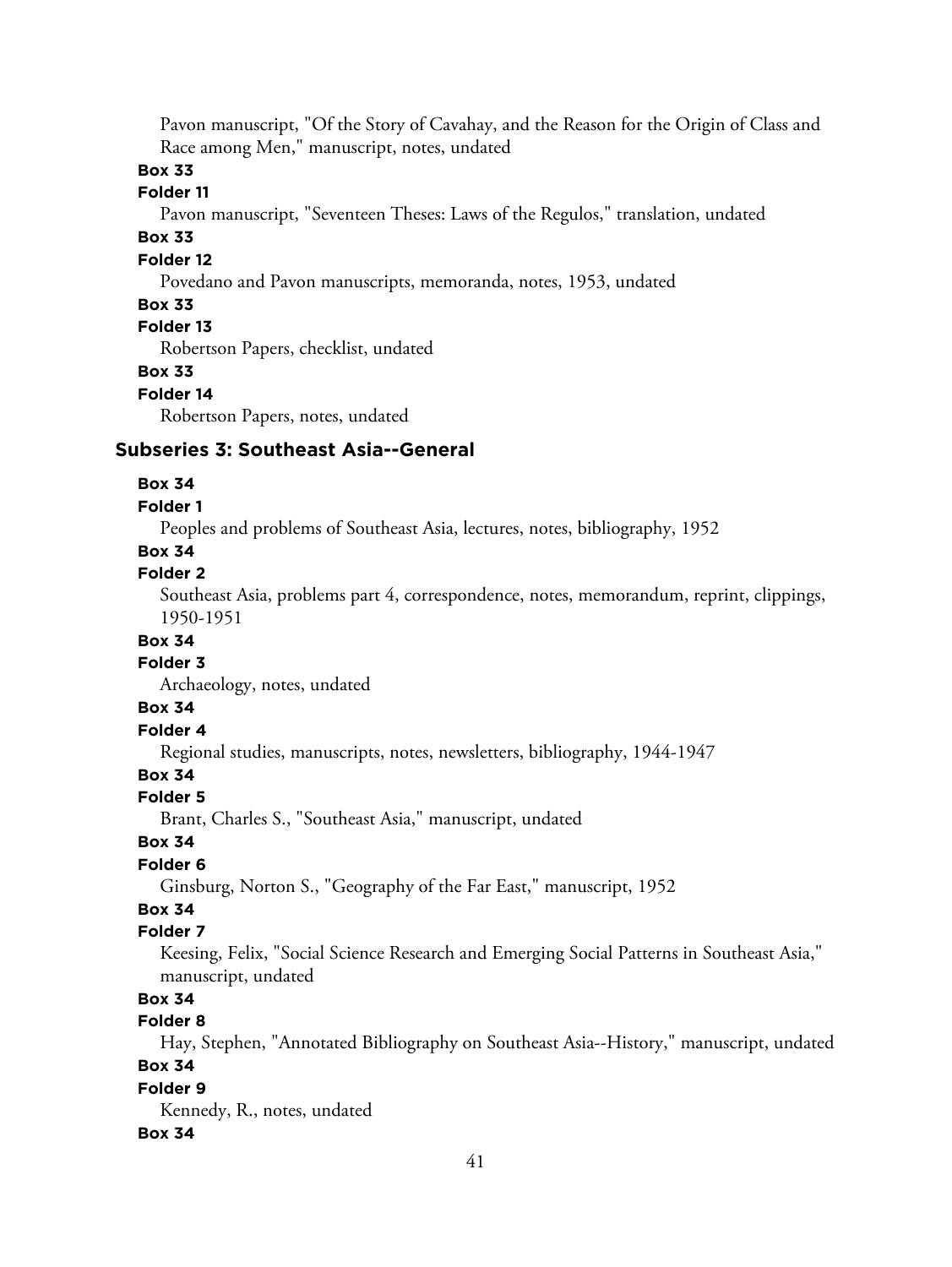Pavon manuscript, "Of the Story of Cavahay, and the Reason for the Origin of Class and Race among Men," manuscript, notes, undated

**Box 33**

**Folder 11**

Pavon manuscript, "Seventeen Theses: Laws of the Regulos," translation, undated

**Box 33**

**Folder 12**

Povedano and Pavon manuscripts, memoranda, notes, 1953, undated

**Box 33**

**Folder 13**

Robertson Papers, checklist, undated

**Box 33**

**Folder 14**

Robertson Papers, notes, undated

### Subseries 3: Southeast Asia--General

**Box 34**

**Folder 1**

Peoples and problems of Southeast Asia, lectures, notes, bibliography, 1952

**Box 34**

**Folder 2**

Southeast Asia, problems part 4, correspondence, notes, memorandum, reprint, clippings, 1950-1951

**Box 34**

**Folder 3**

Archaeology, notes, undated

**Box 34**

**Folder 4**

Regional studies, manuscripts, notes, newsletters, bibliography, 1944-1947

**Box 34**

**Folder 5**

Brant, Charles S., "Southeast Asia," manuscript, undated

**Box 34**

**Folder 6**

Ginsburg, Norton S., "Geography of the Far East," manuscript, 1952

**Box 34**

**Folder 7**

Keesing, Felix, "Social Science Research and Emerging Social Patterns in Southeast Asia," manuscript, undated

**Box 34**

**Folder 8**

Hay, Stephen, "Annotated Bibliography on Southeast Asia--History," manuscript, undated

**Box 34**

**Folder 9**

Kennedy, R., notes, undated

**Box 34**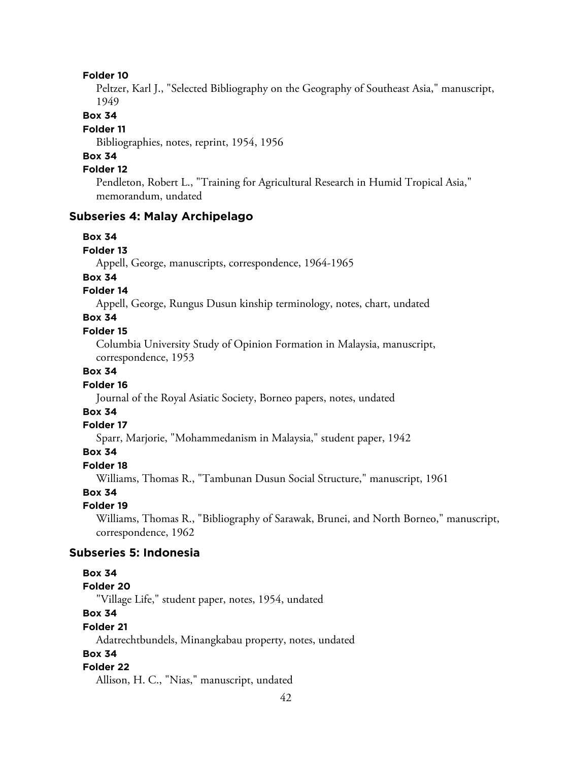**Folder 10**

Peltzer, Karl J., "Selected Bibliography on the Geography of Southeast Asia," manuscript, 1949

**Box 34**

**Folder 11**

Bibliographies, notes, reprint, 1954, 1956

**Box 34**

**Folder 12**

Pendleton, Robert L., "Training for Agricultural Research in Humid Tropical Asia," memorandum, undated

## Subseries 4: Malay Archipelago

**Box 34**

**Folder 13**

Appell, George, manuscripts, correspondence, 1964-1965

**Box 34**

**Folder 14**

Appell, George, Rungus Dusun kinship terminology, notes, chart, undated

**Box 34**

**Folder 15**

Columbia University Study of Opinion Formation in Malaysia, manuscript, correspondence, 1953

**Box 34**

**Folder 16**

Journal of the Royal Asiatic Society, Borneo papers, notes, undated

**Box 34**

**Folder 17**

Sparr, Marjorie, "Mohammedanism in Malaysia," student paper, 1942

**Box 34**

**Folder 18**

Williams, Thomas R., "Tambunan Dusun Social Structure," manuscript, 1961

**Box 34**

**Folder 19**

Williams, Thomas R., "Bibliography of Sarawak, Brunei, and North Borneo," manuscript, correspondence, 1962

## Subseries 5: Indonesia

**Box 34**

**Folder 20**

"Village Life," student paper, notes, 1954, undated

**Box 34**

**Folder 21**

Adatrechtbundels, Minangkabau property, notes, undated

**Box 34**

**Folder 22**

Allison, H. C., "Nias," manuscript, undated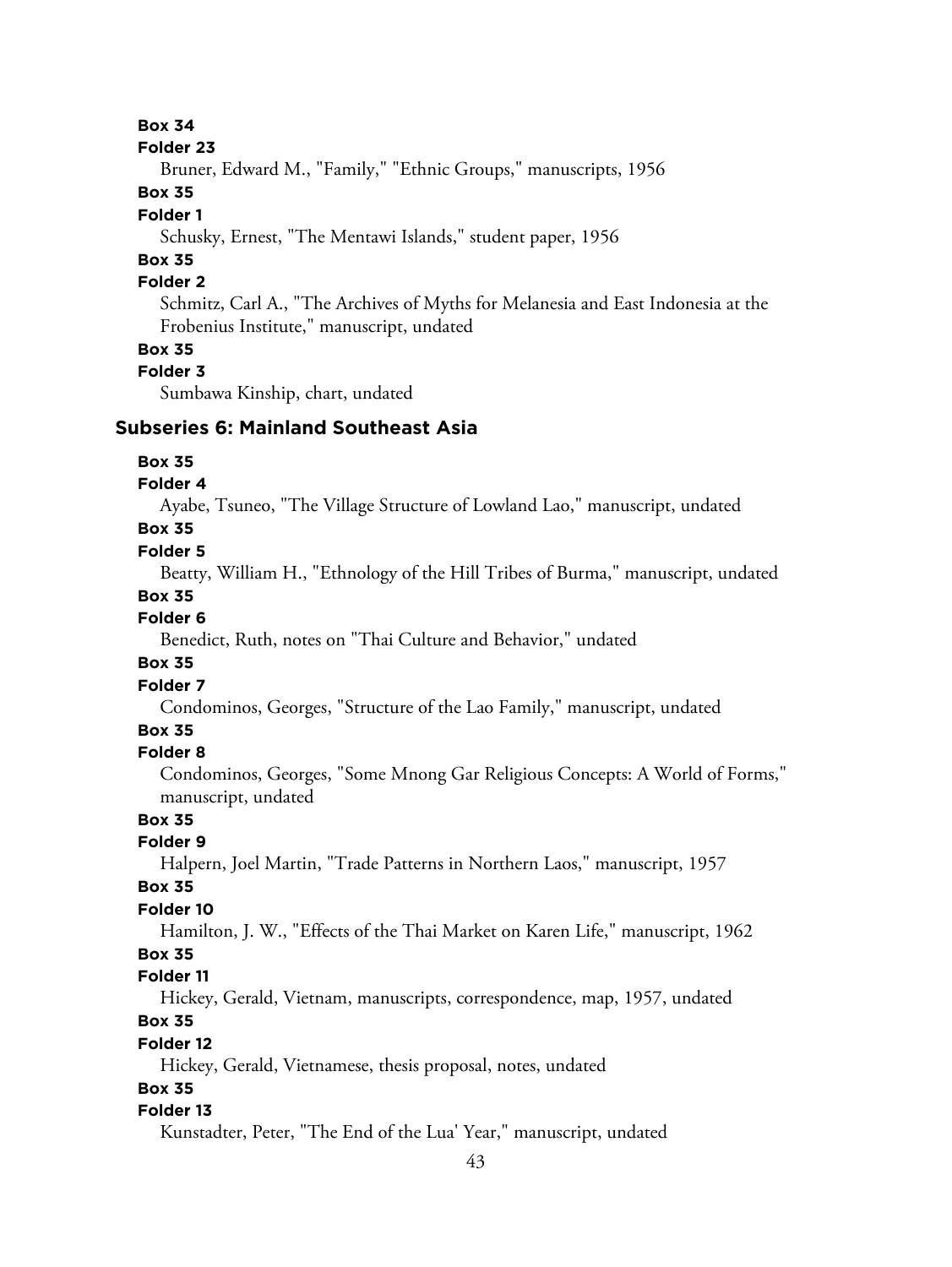**Box 34**

**Folder 23**

Bruner, Edward M., "Family," "Ethnic Groups," manuscripts, 1956

**Box 35**

**Folder 1**

Schusky, Ernest, "The Mentawi Islands," student paper, 1956

**Box 35**

**Folder 2**

Schmitz, Carl A., "The Archives of Myths for Melanesia and East Indonesia at the Frobenius Institute," manuscript, undated

**Box 35**

**Folder 3**

Sumbawa Kinship, chart, undated

### Subseries 6: Mainland Southeast Asia

**Box 35**

**Folder 4**

Ayabe, Tsuneo, "The Village Structure of Lowland Lao," manuscript, undated

**Box 35**

**Folder 5**

Beatty, William H., "Ethnology of the Hill Tribes of Burma," manuscript, undated

**Box 35**

**Folder 6**

Benedict, Ruth, notes on "Thai Culture and Behavior," undated

**Box 35**

**Folder 7**

Condominos, Georges, "Structure of the Lao Family," manuscript, undated

**Box 35**

**Folder 8**

Condominos, Georges, "Some Mnong Gar Religious Concepts: A World of Forms," manuscript, undated

**Box 35**

**Folder 9**

Halpern, Joel Martin, "Trade Patterns in Northern Laos," manuscript, 1957

**Box 35**

**Folder 10**

Hamilton, J. W., "Effects of the Thai Market on Karen Life," manuscript, 1962

**Box 35**

**Folder 11**

Hickey, Gerald, Vietnam, manuscripts, correspondence, map, 1957, undated

**Box 35**

**Folder 12**

Hickey, Gerald, Vietnamese, thesis proposal, notes, undated

**Box 35**

**Folder 13**

Kunstadter, Peter, "The End of the Lua' Year," manuscript, undated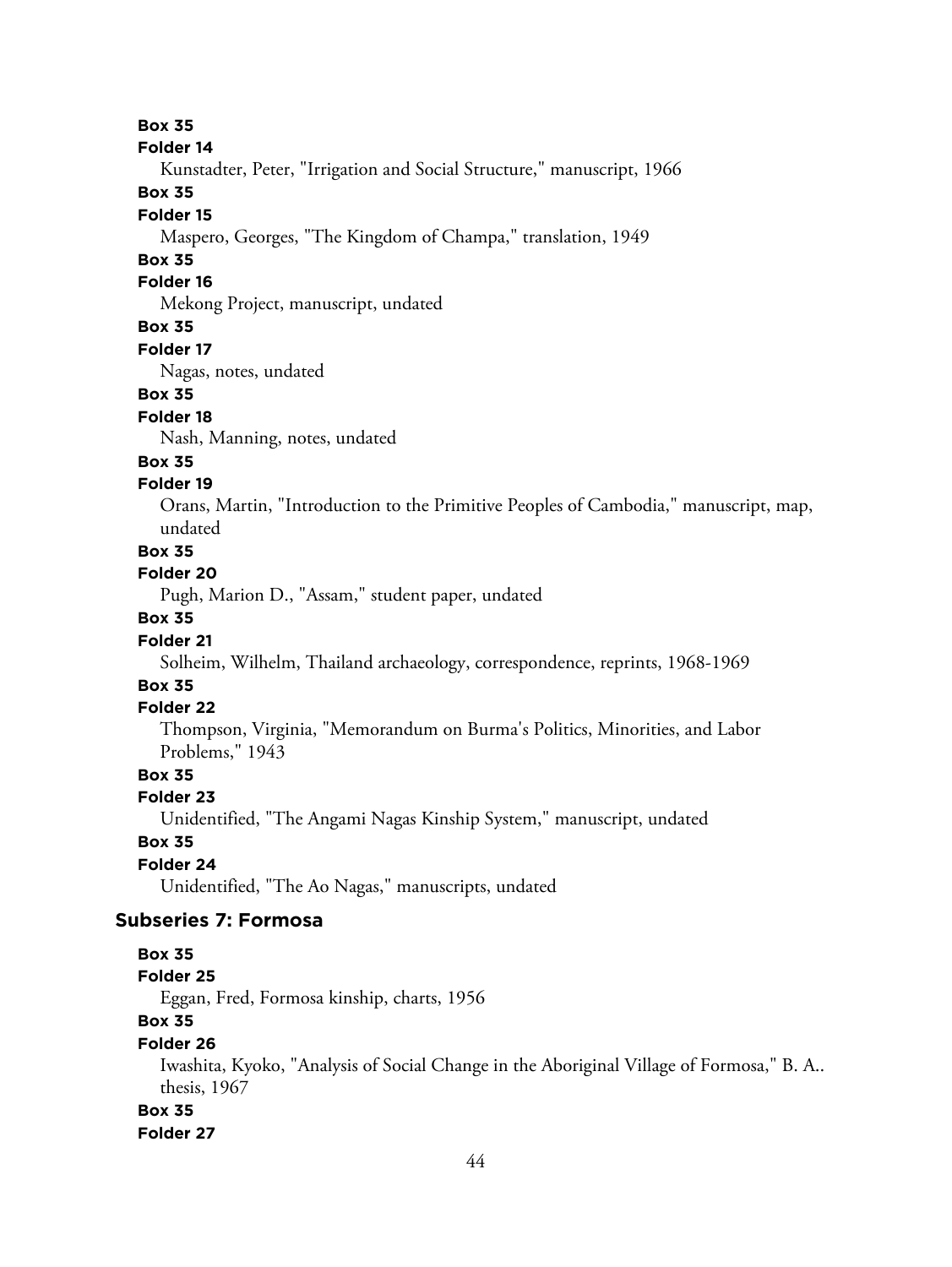**Box 35**

**Folder 14**

Kunstadter, Peter, "Irrigation and Social Structure," manuscript, 1966

**Box 35**

**Folder 15**

Maspero, Georges, "The Kingdom of Champa," translation, 1949

**Box 35**

**Folder 16**

Mekong Project, manuscript, undated

**Box 35**

**Folder 17**

Nagas, notes, undated

**Box 35**

**Folder 18**

Nash, Manning, notes, undated

**Box 35**

**Folder 19**

Orans, Martin, "Introduction to the Primitive Peoples of Cambodia," manuscript, map, undated

**Box 35**

**Folder 20**

Pugh, Marion D., "Assam," student paper, undated

**Box 35**

**Folder 21**

Solheim, Wilhelm, Thailand archaeology, correspondence, reprints, 1968-1969

**Box 35**

**Folder 22**

Thompson, Virginia, "Memorandum on Burma's Politics, Minorities, and Labor Problems," 1943

**Box 35**

**Folder 23**

Unidentified, "The Angami Nagas Kinship System," manuscript, undated

**Box 35**

**Folder 24**

Unidentified, "The Ao Nagas," manuscripts, undated

### Subseries 7: Formosa

**Box 35**

**Folder 25**

Eggan, Fred, Formosa kinship, charts, 1956

**Box 35**

**Folder 26**

Iwashita, Kyoko, "Analysis of Social Change in the Aboriginal Village of Formosa," B. A.. thesis, 1967

**Box 35**

**Folder 27**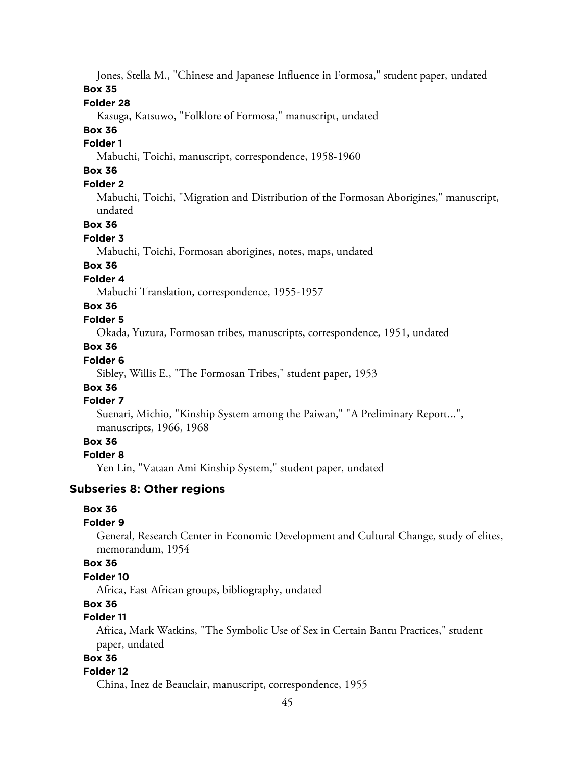Jones, Stella M., "Chinese and Japanese Influence in Formosa," student paper, undated

**Box 35**

**Folder 28**

Kasuga, Katsuwo, "Folklore of Formosa," manuscript, undated

**Box 36**

**Folder 1**

Mabuchi, Toichi, manuscript, correspondence, 1958-1960

**Box 36**

**Folder 2**

Mabuchi, Toichi, "Migration and Distribution of the Formosan Aborigines," manuscript, undated

**Box 36**

**Folder 3**

Mabuchi, Toichi, Formosan aborigines, notes, maps, undated

**Box 36**

**Folder 4**

Mabuchi Translation, correspondence, 1955-1957

**Box 36**

**Folder 5**

Okada, Yuzura, Formosan tribes, manuscripts, correspondence, 1951, undated

**Box 36**

**Folder 6**

Sibley, Willis E., "The Formosan Tribes," student paper, 1953

**Box 36**

**Folder 7**

Suenari, Michio, "Kinship System among the Paiwan," "A Preliminary Report...", manuscripts, 1966, 1968

**Box 36**

**Folder 8**

Yen Lin, "Vataan Ami Kinship System," student paper, undated

## Subseries 8: Other regions

**Box 36**

**Folder 9**

General, Research Center in Economic Development and Cultural Change, study of elites, memorandum, 1954

**Box 36**

**Folder 10**

Africa, East African groups, bibliography, undated

**Box 36**

**Folder 11**

Africa, Mark Watkins, "The Symbolic Use of Sex in Certain Bantu Practices," student paper, undated

**Box 36**

**Folder 12**

China, Inez de Beauclair, manuscript, correspondence, 1955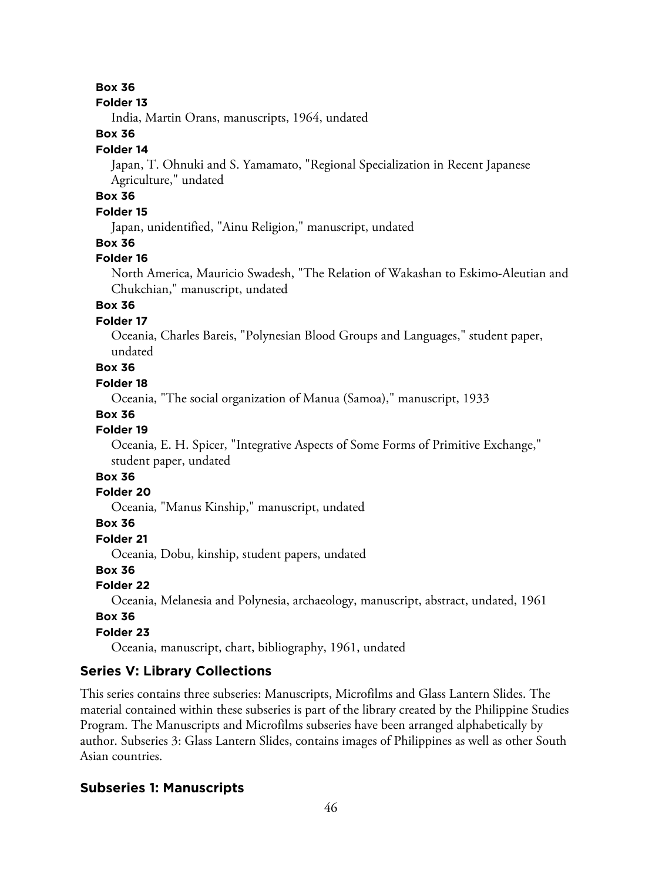**Box 36**

**Folder 13**

India, Martin Orans, manuscripts, 1964, undated

**Box 36**

**Folder 14**

Japan, T. Ohnuki and S. Yamamato, "Regional Specialization in Recent Japanese Agriculture," undated

**Box 36**

**Folder 15**

Japan, unidentified, "Ainu Religion," manuscript, undated

**Box 36**

**Folder 16**

North America, Mauricio Swadesh, "The Relation of Wakashan to Eskimo-Aleutian and Chukchian," manuscript, undated

**Box 36**

**Folder 17**

Oceania, Charles Bareis, "Polynesian Blood Groups and Languages," student paper, undated

**Box 36**

**Folder 18**

Oceania, "The social organization of Manua (Samoa)," manuscript, 1933

**Box 36**

**Folder 19**

Oceania, E. H. Spicer, "Integrative Aspects of Some Forms of Primitive Exchange," student paper, undated

**Box 36**

**Folder 20**

Oceania, "Manus Kinship," manuscript, undated

**Box 36**

**Folder 21**

Oceania, Dobu, kinship, student papers, undated

**Box 36**

**Folder 22**

Oceania, Melanesia and Polynesia, archaeology, manuscript, abstract, undated, 1961

**Box 36**

**Folder 23**

Oceania, manuscript, chart, bibliography, 1961, undated

## Series V: Library Collections

This series contains three subseries: Manuscripts, Microfilms and Glass Lantern Slides. The material contained within these subseries is part of the library created by the Philippine Studies Program. The Manuscripts and Microfilms subseries have been arranged alphabetically by author. Subseries 3: Glass Lantern Slides, contains images of Philippines as well as other South Asian countries.

### Subseries 1: Manuscripts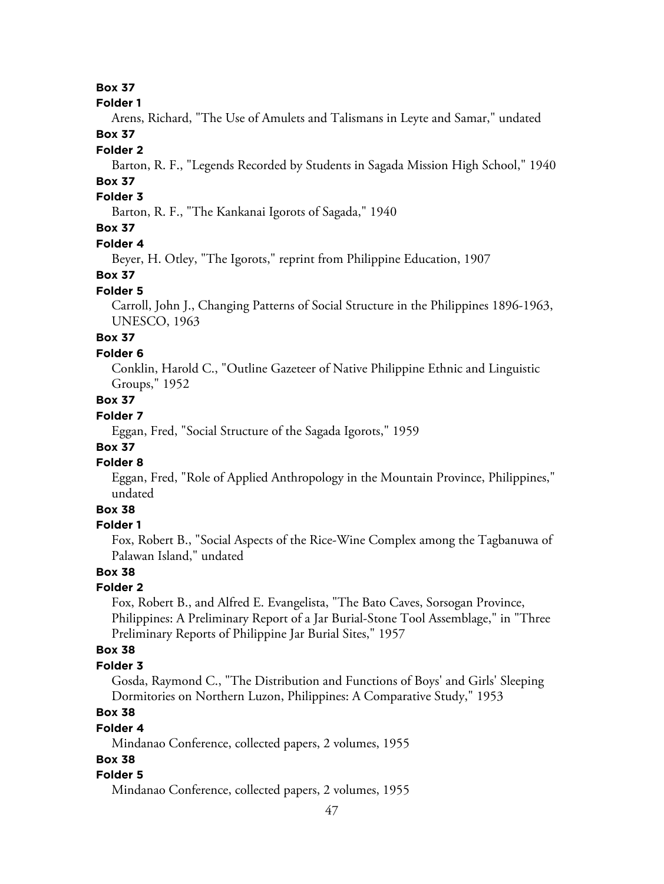**Box 37**

**Folder 1**

Arens, Richard, "The Use of Amulets and Talismans in Leyte and Samar," undated

**Box 37**

**Folder 2**

Barton, R. F., "Legends Recorded by Students in Sagada Mission High School," 1940

**Box 37**

**Folder 3**

Barton, R. F., "The Kankanai Igorots of Sagada," 1940

**Box 37**

**Folder 4**

Beyer, H. Otley, "The Igorots," reprint from Philippine Education, 1907

**Box 37**

**Folder 5**

Carroll, John J., Changing Patterns of Social Structure in the Philippines 1896-1963, UNESCO, 1963

**Box 37**

**Folder 6**

Conklin, Harold C., "Outline Gazeteer of Native Philippine Ethnic and Linguistic Groups," 1952

**Box 37**

**Folder 7**

Eggan, Fred, "Social Structure of the Sagada Igorots," 1959

**Box 37**

**Folder 8**

Eggan, Fred, "Role of Applied Anthropology in the Mountain Province, Philippines," undated

**Box 38**

**Folder 1**

Fox, Robert B., "Social Aspects of the Rice-Wine Complex among the Tagbanuwa of Palawan Island," undated

**Box 38**

**Folder 2**

Fox, Robert B., and Alfred E. Evangelista, "The Bato Caves, Sorsogan Province, Philippines: A Preliminary Report of a Jar Burial-Stone Tool Assemblage," in "Three Preliminary Reports of Philippine Jar Burial Sites," 1957

**Box 38**

**Folder 3**

Gosda, Raymond C., "The Distribution and Functions of Boys' and Girls' Sleeping Dormitories on Northern Luzon, Philippines: A Comparative Study," 1953

**Box 38**

**Folder 4**

Mindanao Conference, collected papers, 2 volumes, 1955

**Box 38**

**Folder 5**

Mindanao Conference, collected papers, 2 volumes, 1955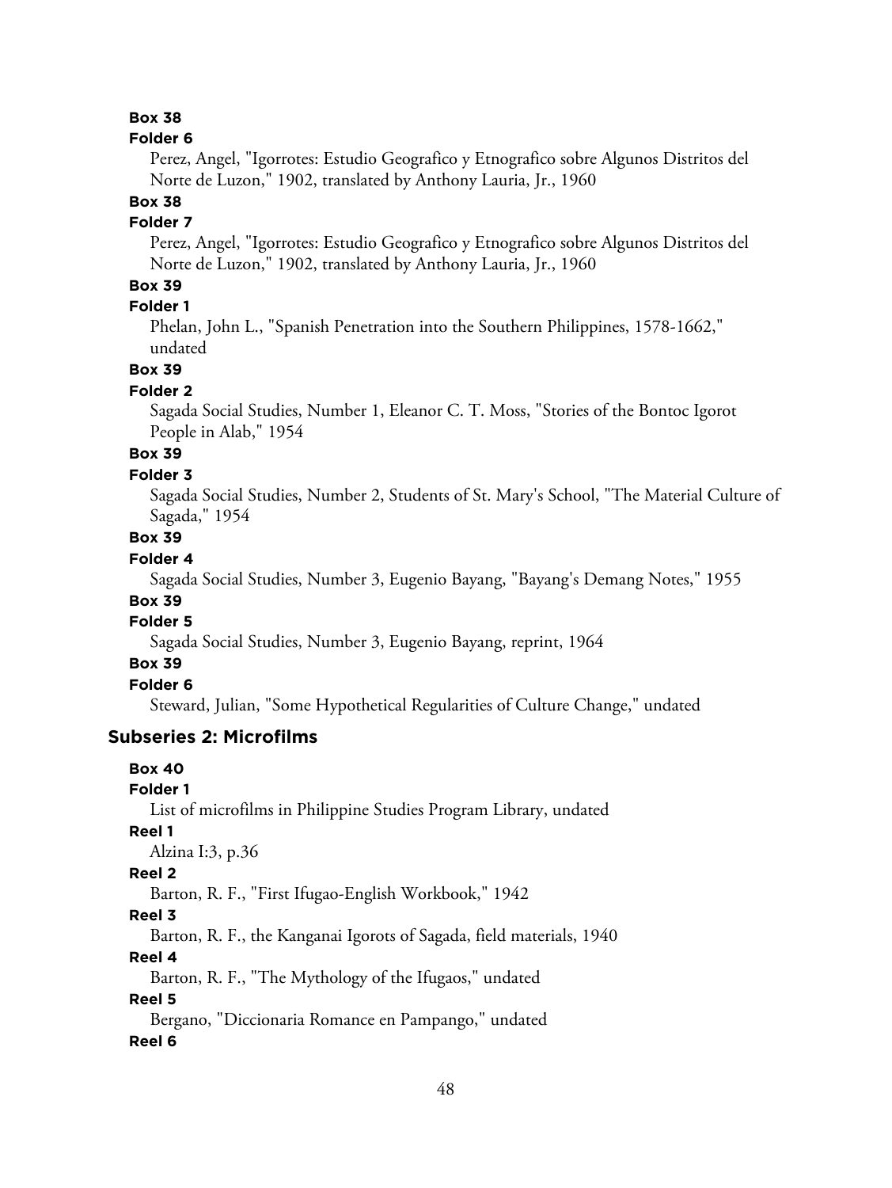**Box 38**

**Folder 6**

Perez, Angel, "Igorrotes: Estudio Geografico y Etnografico sobre Algunos Distritos del Norte de Luzon," 1902, translated by Anthony Lauria, Jr., 1960

**Box 38**

**Folder 7**

Perez, Angel, "Igorrotes: Estudio Geografico y Etnografico sobre Algunos Distritos del Norte de Luzon," 1902, translated by Anthony Lauria, Jr., 1960

**Box 39**

**Folder 1**

Phelan, John L., "Spanish Penetration into the Southern Philippines, 1578-1662," undated

**Box 39**

**Folder 2**

Sagada Social Studies, Number 1, Eleanor C. T. Moss, "Stories of the Bontoc Igorot People in Alab," 1954

**Box 39**

**Folder 3**

Sagada Social Studies, Number 2, Students of St. Mary's School, "The Material Culture of Sagada," 1954

**Box 39**

**Folder 4**

Sagada Social Studies, Number 3, Eugenio Bayang, "Bayang's Demang Notes," 1955

**Box 39**

**Folder 5**

Sagada Social Studies, Number 3, Eugenio Bayang, reprint, 1964

**Box 39**

**Folder 6**

Steward, Julian, "Some Hypothetical Regularities of Culture Change," undated

### Subseries 2: Microfilms

**Box 40**

**Folder 1**

List of microfilms in Philippine Studies Program Library, undated

**Reel 1**

Alzina I:3, p.36

**Reel 2**

Barton, R. F., "First Ifugao-English Workbook," 1942

**Reel 3**

Barton, R. F., the Kanganai Igorots of Sagada, field materials, 1940

**Reel 4**

Barton, R. F., "The Mythology of the Ifugaos," undated

**Reel 5**

Bergano, "Diccionaria Romance en Pampango," undated

**Reel 6**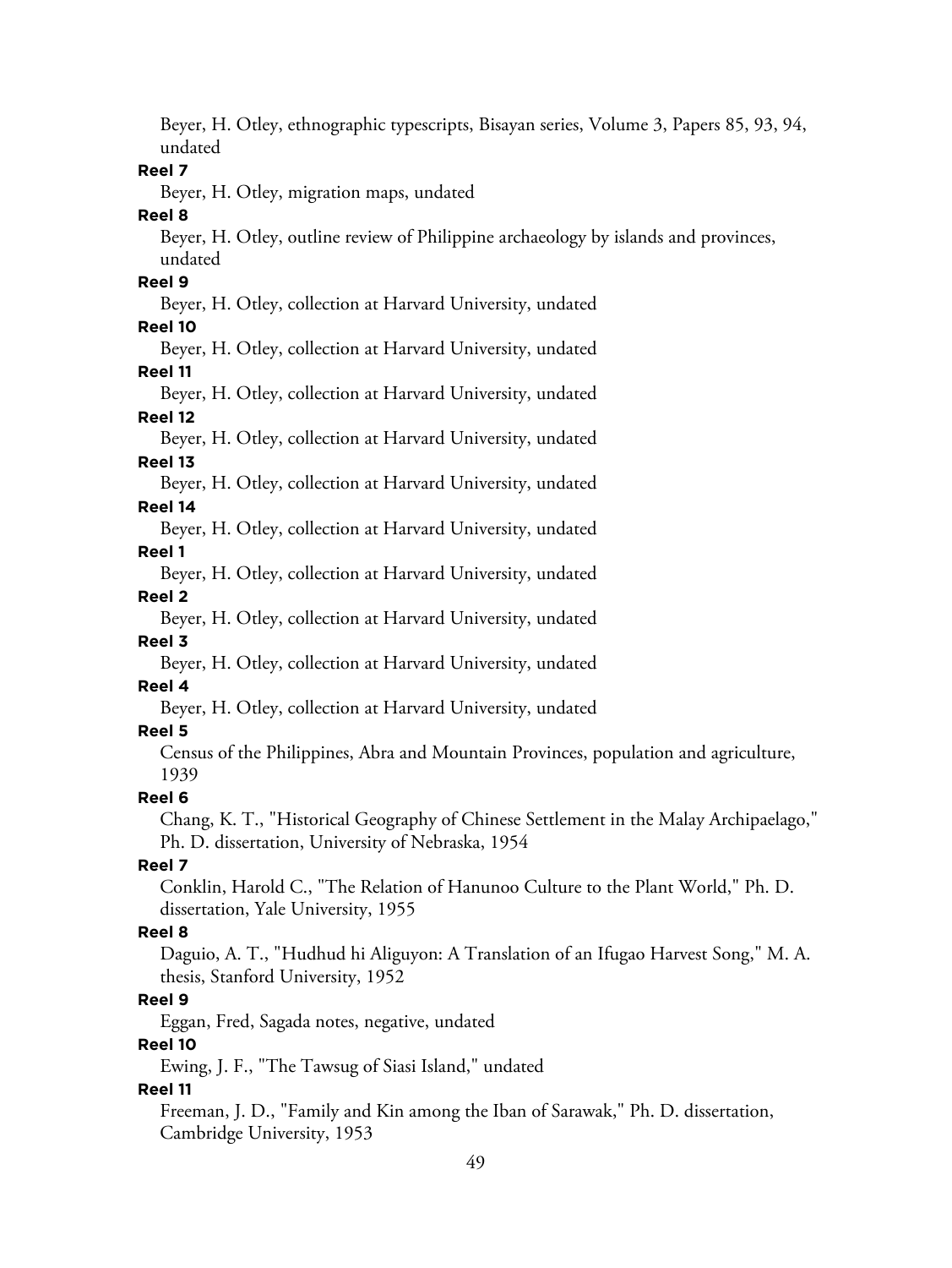Beyer, H. Otley, ethnographic typescripts, Bisayan series, Volume 3, Papers 85, 93, 94, undated

**Reel 7**

Beyer, H. Otley, migration maps, undated

**Reel 8**

Beyer, H. Otley, outline review of Philippine archaeology by islands and provinces, undated

**Reel 9**

Beyer, H. Otley, collection at Harvard University, undated

**Reel 10**

Beyer, H. Otley, collection at Harvard University, undated

**Reel 11**

Beyer, H. Otley, collection at Harvard University, undated

**Reel 12**

Beyer, H. Otley, collection at Harvard University, undated

**Reel 13**

Beyer, H. Otley, collection at Harvard University, undated

**Reel 14**

Beyer, H. Otley, collection at Harvard University, undated

**Reel 1**

Beyer, H. Otley, collection at Harvard University, undated

**Reel 2**

Beyer, H. Otley, collection at Harvard University, undated

**Reel 3**

Beyer, H. Otley, collection at Harvard University, undated

**Reel 4**

Beyer, H. Otley, collection at Harvard University, undated

**Reel 5**

Census of the Philippines, Abra and Mountain Provinces, population and agriculture, 1939

**Reel 6**

Chang, K. T., "Historical Geography of Chinese Settlement in the Malay Archipaelago," Ph. D. dissertation, University of Nebraska, 1954

**Reel 7**

Conklin, Harold C., "The Relation of Hanunoo Culture to the Plant World," Ph. D. dissertation, Yale University, 1955

**Reel 8**

Daguio, A. T., "Hudhud hi Aliguyon: A Translation of an Ifugao Harvest Song," M. A. thesis, Stanford University, 1952

**Reel 9**

Eggan, Fred, Sagada notes, negative, undated

**Reel 10**

Ewing, J. F., "The Tawsug of Siasi Island," undated

**Reel 11**

Freeman, J. D., "Family and Kin among the Iban of Sarawak," Ph. D. dissertation, Cambridge University, 1953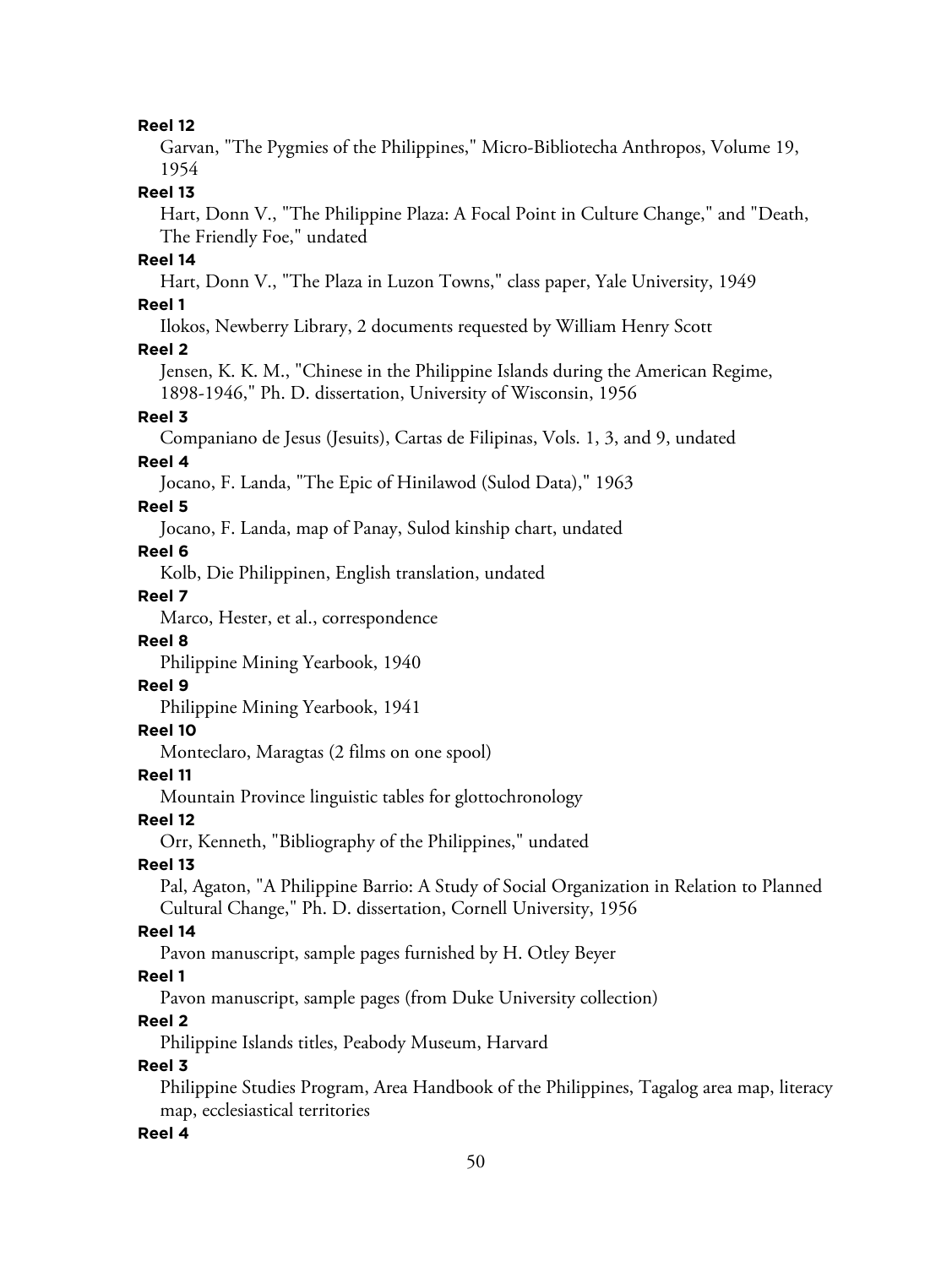**Reel 12**

Garvan, "The Pygmies of the Philippines," Micro-Bibliotecha Anthropos, Volume 19, 1954

**Reel 13**

Hart, Donn V., "The Philippine Plaza: A Focal Point in Culture Change," and "Death, The Friendly Foe," undated

**Reel 14**

Hart, Donn V., "The Plaza in Luzon Towns," class paper, Yale University, 1949

**Reel 1**

Ilokos, Newberry Library, 2 documents requested by William Henry Scott

**Reel 2**

Jensen, K. K. M., "Chinese in the Philippine Islands during the American Regime, 1898-1946," Ph. D. dissertation, University of Wisconsin, 1956

**Reel 3**

Companiano de Jesus (Jesuits), Cartas de Filipinas, Vols. 1, 3, and 9, undated

**Reel 4**

Jocano, F. Landa, "The Epic of Hinilawod (Sulod Data)," 1963

**Reel 5**

Jocano, F. Landa, map of Panay, Sulod kinship chart, undated

**Reel 6**

Kolb, Die Philippinen, English translation, undated

**Reel 7**

Marco, Hester, et al., correspondence

**Reel 8**

Philippine Mining Yearbook, 1940

**Reel 9**

Philippine Mining Yearbook, 1941

**Reel 10**

Monteclaro, Maragtas (2 films on one spool)

**Reel 11**

Mountain Province linguistic tables for glottochronology

**Reel 12**

Orr, Kenneth, "Bibliography of the Philippines," undated

**Reel 13**

Pal, Agaton, "A Philippine Barrio: A Study of Social Organization in Relation to Planned Cultural Change," Ph. D. dissertation, Cornell University, 1956

**Reel 14**

Pavon manuscript, sample pages furnished by H. Otley Beyer

**Reel 1**

Pavon manuscript, sample pages (from Duke University collection)

**Reel 2**

Philippine Islands titles, Peabody Museum, Harvard

**Reel 3**

Philippine Studies Program, Area Handbook of the Philippines, Tagalog area map, literacy map, ecclesiastical territories

**Reel 4**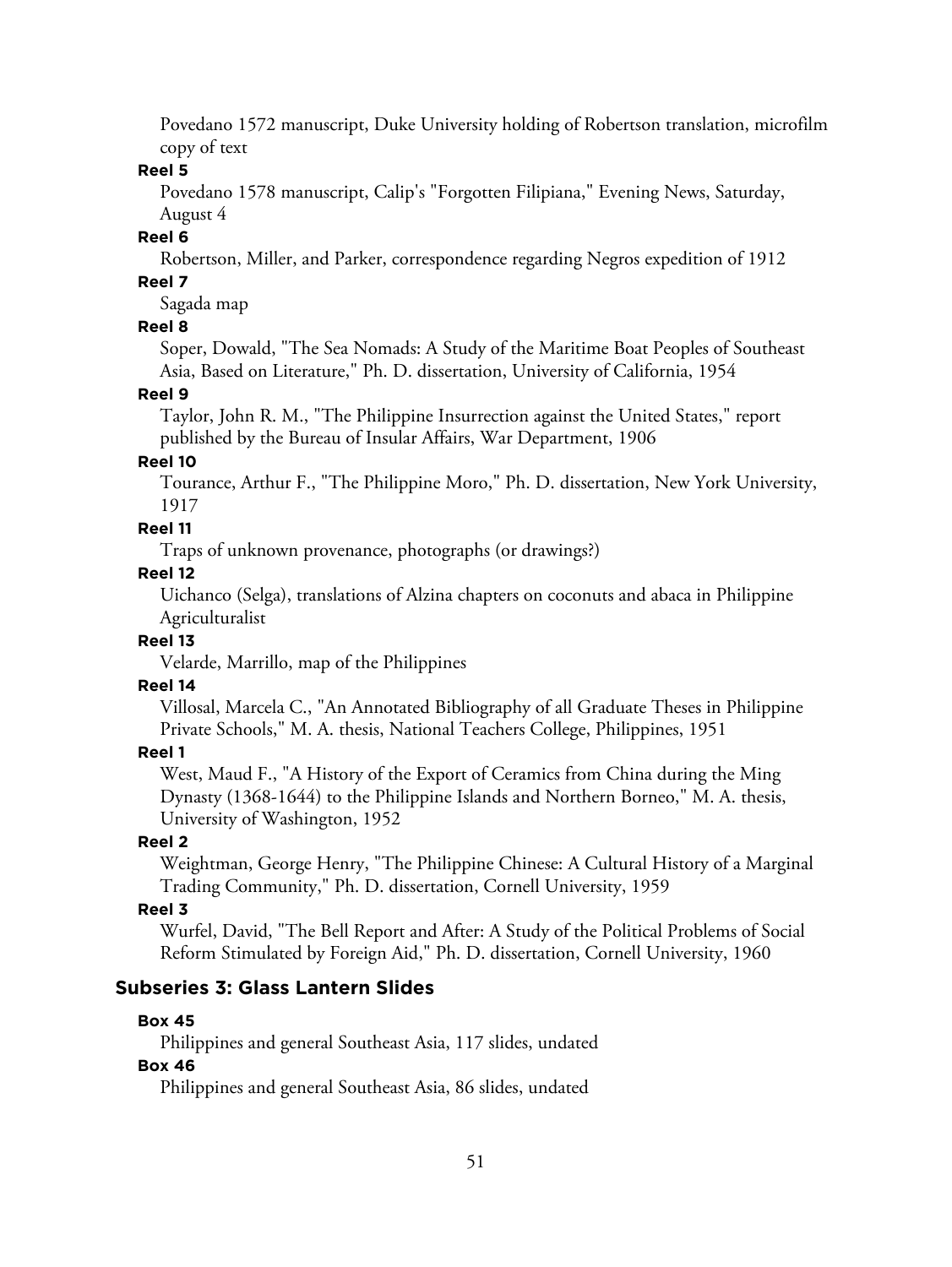Povedano 1572 manuscript, Duke University holding of Robertson translation, microfilm copy of text

**Reel 5**

Povedano 1578 manuscript, Calip's "Forgotten Filipiana," Evening News, Saturday, August 4

**Reel 6**

Robertson, Miller, and Parker, correspondence regarding Negros expedition of 1912

**Reel 7**

Sagada map

**Reel 8**

Soper, Dowald, "The Sea Nomads: A Study of the Maritime Boat Peoples of Southeast Asia, Based on Literature," Ph. D. dissertation, University of California, 1954

**Reel 9**

Taylor, John R. M., "The Philippine Insurrection against the United States," report published by the Bureau of Insular Affairs, War Department, 1906

**Reel 10**

Tourance, Arthur F., "The Philippine Moro," Ph. D. dissertation, New York University, 1917

**Reel 11**

Traps of unknown provenance, photographs (or drawings?)

**Reel 12**

Uichanco (Selga), translations of Alzina chapters on coconuts and abaca in Philippine Agriculturalist

**Reel 13**

Velarde, Marrillo, map of the Philippines

**Reel 14**

Villosal, Marcela C., "An Annotated Bibliography of all Graduate Theses in Philippine Private Schools," M. A. thesis, National Teachers College, Philippines, 1951

**Reel 1**

West, Maud F., "A History of the Export of Ceramics from China during the Ming Dynasty (1368-1644) to the Philippine Islands and Northern Borneo," M. A. thesis, University of Washington, 1952

**Reel 2**

Weightman, George Henry, "The Philippine Chinese: A Cultural History of a Marginal Trading Community," Ph. D. dissertation, Cornell University, 1959

**Reel 3**

Wurfel, David, "The Bell Report and After: A Study of the Political Problems of Social Reform Stimulated by Foreign Aid," Ph. D. dissertation, Cornell University, 1960

### Subseries 3: Glass Lantern Slides

**Box 45**

Philippines and general Southeast Asia, 117 slides, undated

**Box 46**

Philippines and general Southeast Asia, 86 slides, undated